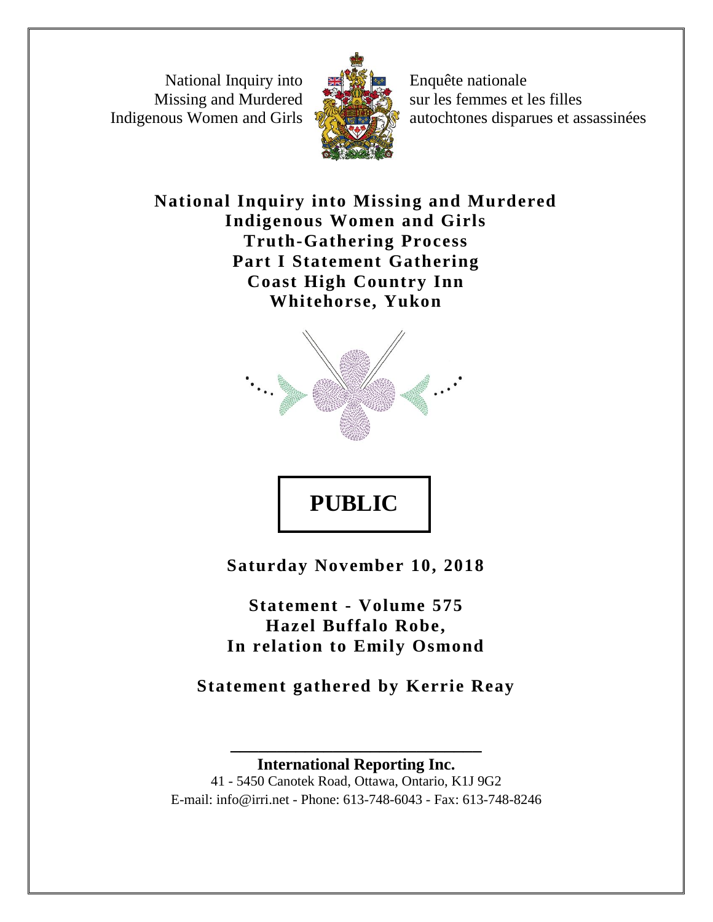National Inquiry into Missing and Murdered Indigenous Women and Girls

Enquête nationale sur les femmes et les filles autochtones disparues et assassinées

# National Inquiry into Missing and Murdered Indigenous Women and Girls
# Truth-Gathering Process
# Part I Statement Gathering
# Coast High Country Inn
# Whitehorse, Yukon

**PUBLIC**

**Saturday November 10, 2018**

**Statement - Volume 575**
**Hazel Buffalo Robe,**
**In relation to Emily Osmond**

**Statement gathered by Kerrie Reay**

---

**International Reporting Inc.**
41 - 5450 Canotek Road, Ottawa, Ontario, K1J 9G2
E-mail: info@irri.net - Phone: 613-748-6043 - Fax: 613-748-8246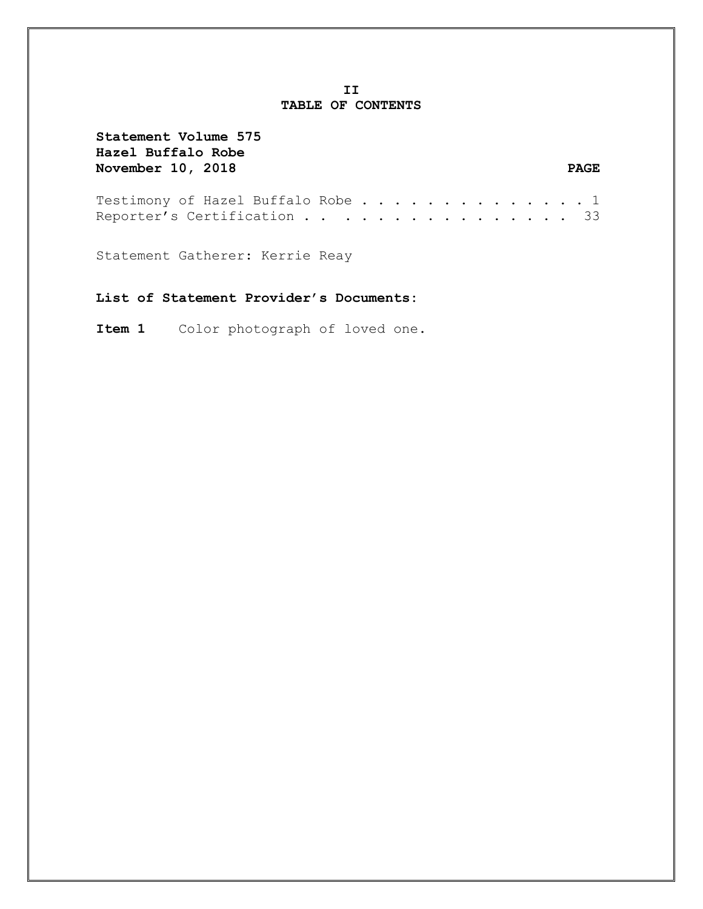## II
## TABLE OF CONTENTS

**Statement Volume 575**
**Hazel Buffalo Robe**
**November 10, 2018**

| | **PAGE** |
|---|---|
| Testimony of Hazel Buffalo Robe | 1 |
| Reporter's Certification | 33 |

Statement Gatherer: Kerrie Reay

**List of Statement Provider's Documents:**

**Item 1** Color photograph of loved one.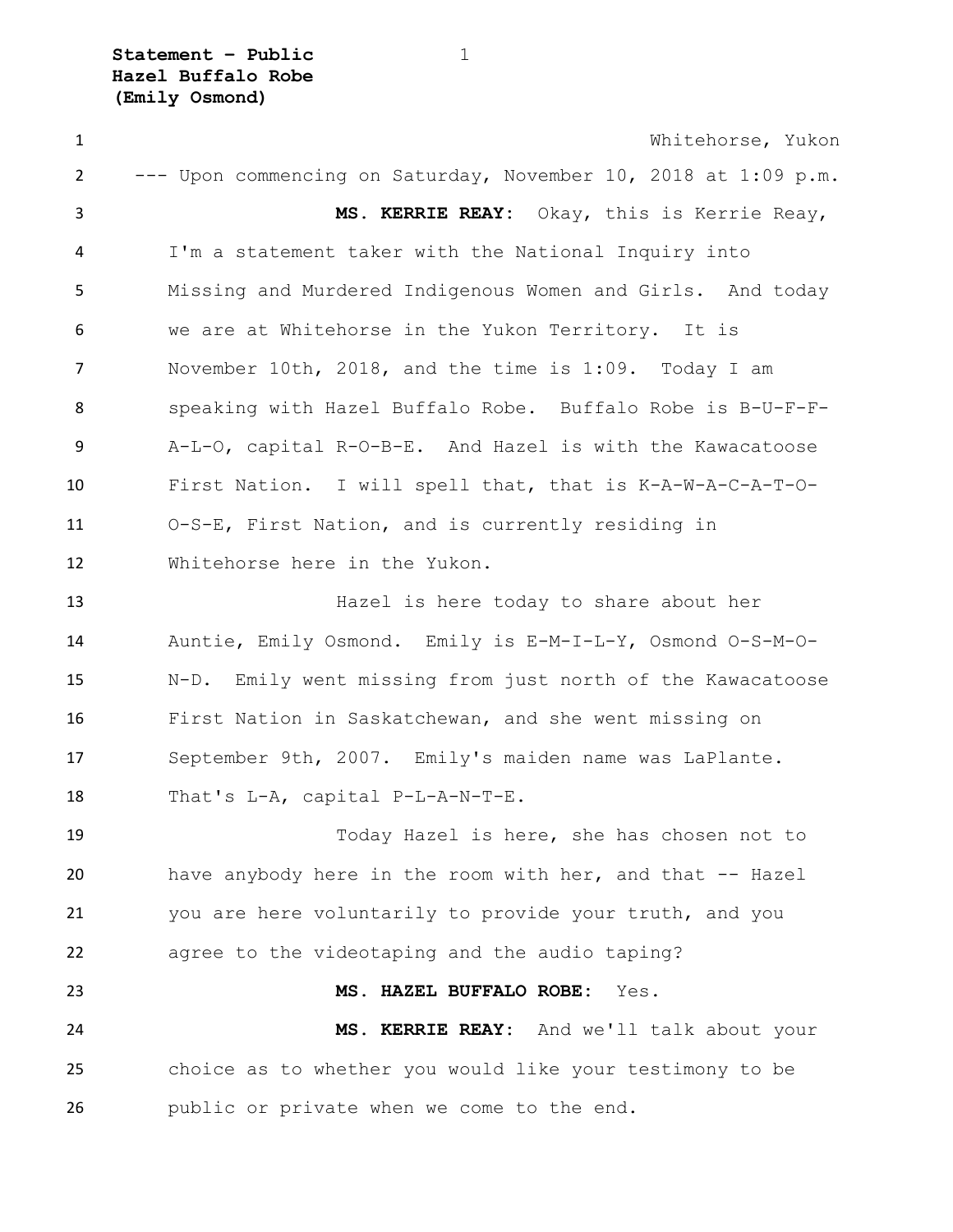Whitehorse, Yukon

--- Upon commencing on Saturday, November 10, 2018 at 1:09 p.m.

**MS. KERRIE REAY:** Okay, this is Kerrie Reay, I'm a statement taker with the National Inquiry into Missing and Murdered Indigenous Women and Girls. And today we are at Whitehorse in the Yukon Territory. It is November 10th, 2018, and the time is 1:09. Today I am speaking with Hazel Buffalo Robe. Buffalo Robe is B-U-F-F-A-L-O, capital R-O-B-E. And Hazel is with the Kawacatoose First Nation. I will spell that, that is K-A-W-A-C-A-T-O-O-S-E, First Nation, and is currently residing in Whitehorse here in the Yukon.

Hazel is here today to share about her Auntie, Emily Osmond. Emily is E-M-I-L-Y, Osmond O-S-M-O-N-D. Emily went missing from just north of the Kawacatoose First Nation in Saskatchewan, and she went missing on September 9th, 2007. Emily's maiden name was LaPlante. That's L-A, capital P-L-A-N-T-E.

Today Hazel is here, she has chosen not to have anybody here in the room with her, and that -- Hazel you are here voluntarily to provide your truth, and you agree to the videotaping and the audio taping?

**MS. HAZEL BUFFALO ROBE:** Yes.

**MS. KERRIE REAY:** And we'll talk about your choice as to whether you would like your testimony to be public or private when we come to the end.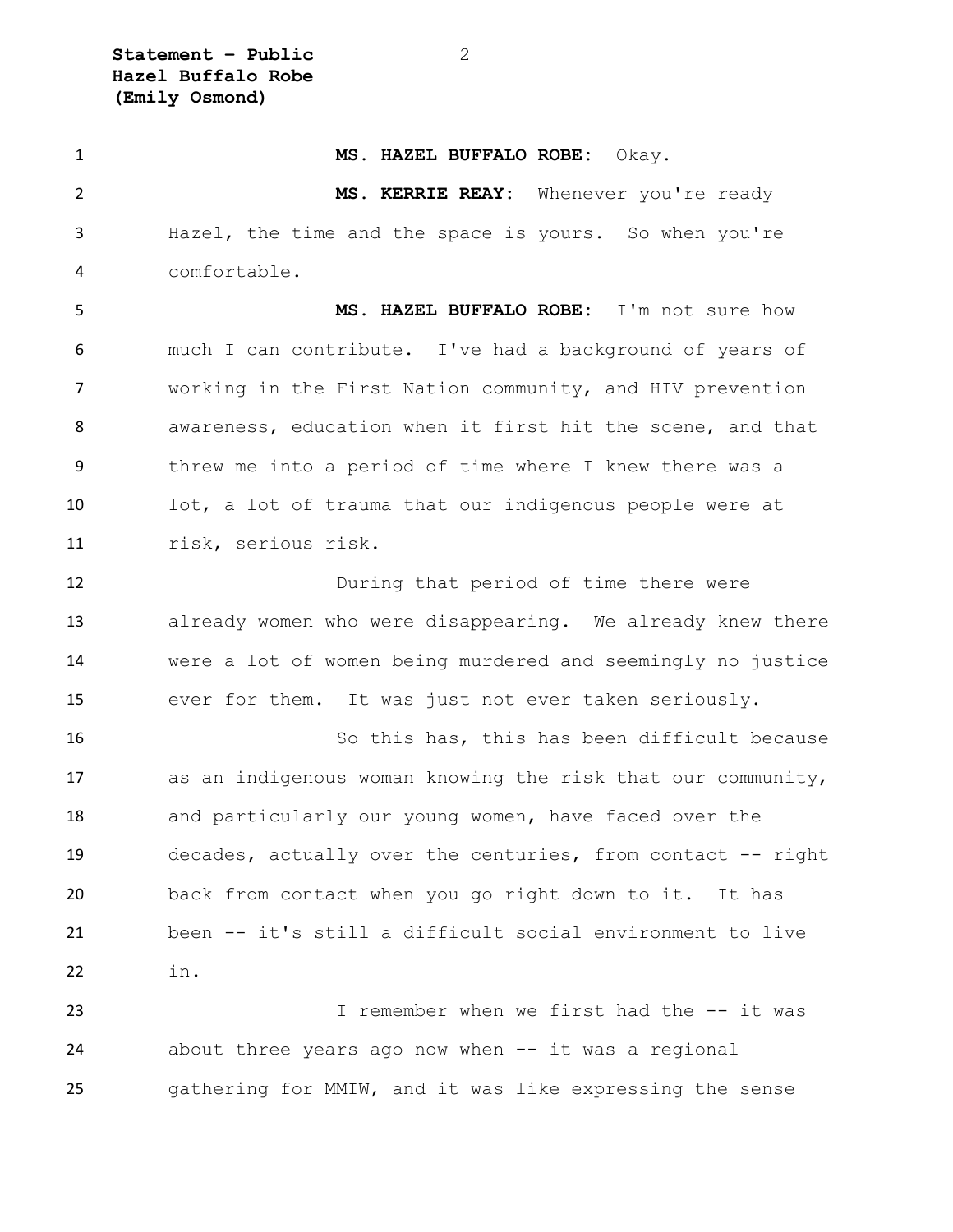**MS. HAZEL BUFFALO ROBE:** Okay.

**MS. KERRIE REAY:** Whenever you're ready Hazel, the time and the space is yours. So when you're comfortable.

**MS. HAZEL BUFFALO ROBE:** I'm not sure how much I can contribute. I've had a background of years of working in the First Nation community, and HIV prevention awareness, education when it first hit the scene, and that threw me into a period of time where I knew there was a lot, a lot of trauma that our indigenous people were at risk, serious risk.

During that period of time there were already women who were disappearing. We already knew there were a lot of women being murdered and seemingly no justice ever for them. It was just not ever taken seriously.

So this has, this has been difficult because as an indigenous woman knowing the risk that our community, and particularly our young women, have faced over the decades, actually over the centuries, from contact -- right back from contact when you go right down to it. It has been -- it's still a difficult social environment to live in.

I remember when we first had the -- it was about three years ago now when -- it was a regional gathering for MMIW, and it was like expressing the sense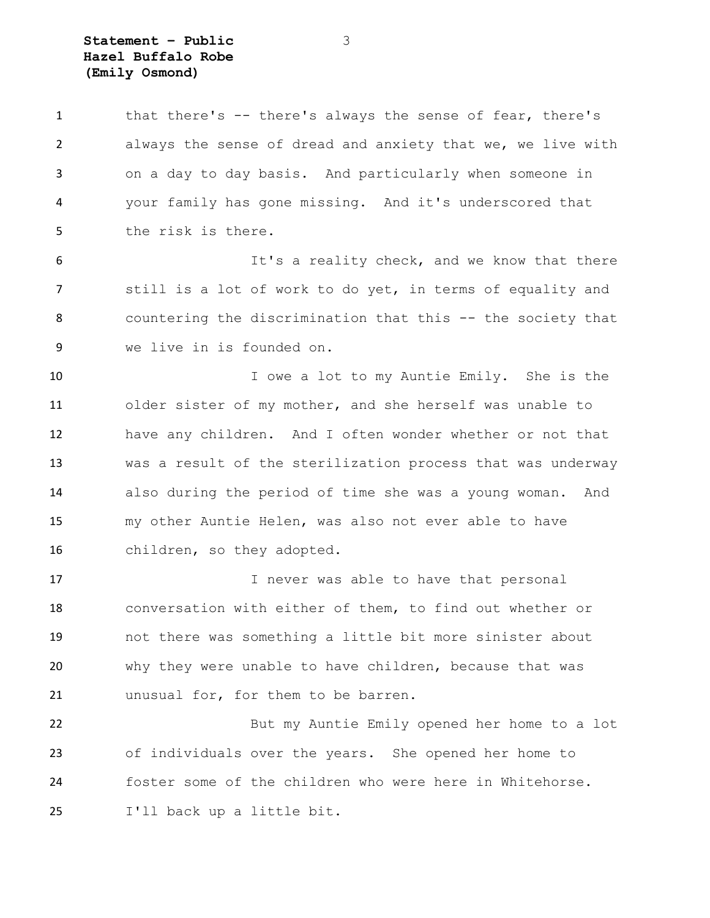that there's -- there's always the sense of fear, there's always the sense of dread and anxiety that we, we live with on a day to day basis. And particularly when someone in your family has gone missing. And it's underscored that the risk is there.

It's a reality check, and we know that there still is a lot of work to do yet, in terms of equality and countering the discrimination that this -- the society that we live in is founded on.

I owe a lot to my Auntie Emily. She is the older sister of my mother, and she herself was unable to have any children. And I often wonder whether or not that was a result of the sterilization process that was underway also during the period of time she was a young woman. And my other Auntie Helen, was also not ever able to have children, so they adopted.

I never was able to have that personal conversation with either of them, to find out whether or not there was something a little bit more sinister about why they were unable to have children, because that was unusual for, for them to be barren.

But my Auntie Emily opened her home to a lot of individuals over the years. She opened her home to foster some of the children who were here in Whitehorse. I'll back up a little bit.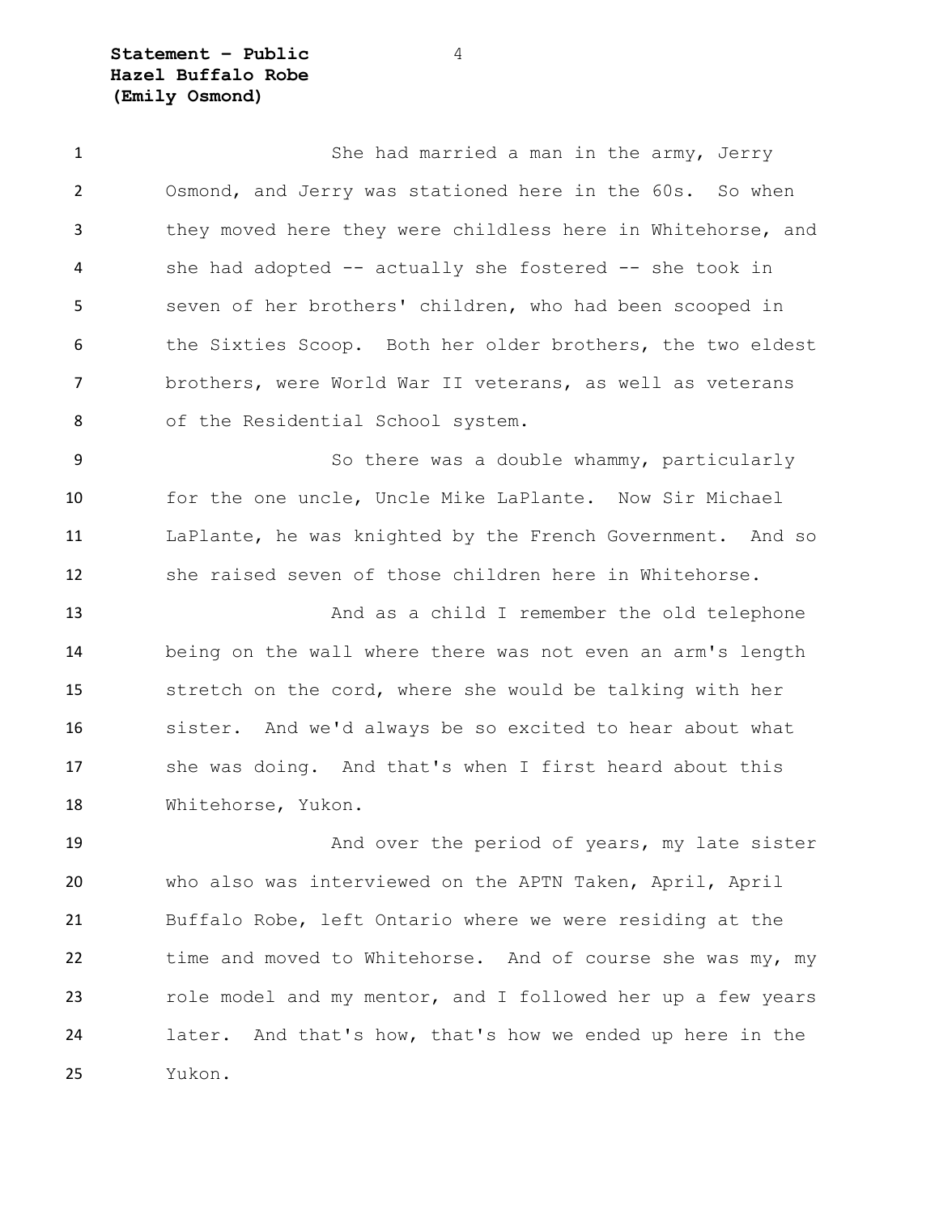She had married a man in the army, Jerry Osmond, and Jerry was stationed here in the 60s. So when they moved here they were childless here in Whitehorse, and she had adopted -- actually she fostered -- she took in seven of her brothers' children, who had been scooped in the Sixties Scoop. Both her older brothers, the two eldest brothers, were World War II veterans, as well as veterans of the Residential School system.

So there was a double whammy, particularly for the one uncle, Uncle Mike LaPlante. Now Sir Michael LaPlante, he was knighted by the French Government. And so she raised seven of those children here in Whitehorse.

And as a child I remember the old telephone being on the wall where there was not even an arm's length stretch on the cord, where she would be talking with her sister. And we'd always be so excited to hear about what she was doing. And that's when I first heard about this Whitehorse, Yukon.

And over the period of years, my late sister who also was interviewed on the APTN Taken, April, April Buffalo Robe, left Ontario where we were residing at the time and moved to Whitehorse. And of course she was my, my role model and my mentor, and I followed her up a few years later. And that's how, that's how we ended up here in the Yukon.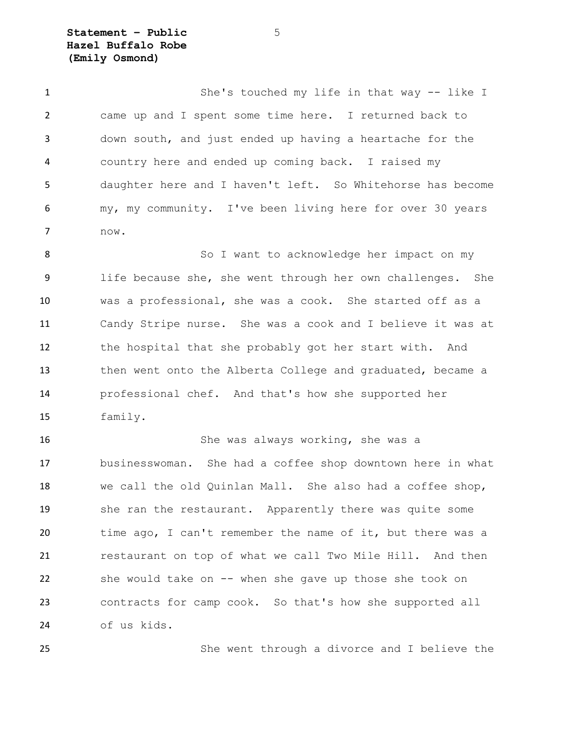She's touched my life in that way -- like I came up and I spent some time here. I returned back to down south, and just ended up having a heartache for the country here and ended up coming back. I raised my daughter here and I haven't left. So Whitehorse has become my, my community. I've been living here for over 30 years now.

So I want to acknowledge her impact on my life because she, she went through her own challenges. She was a professional, she was a cook. She started off as a Candy Stripe nurse. She was a cook and I believe it was at the hospital that she probably got her start with. And then went onto the Alberta College and graduated, became a professional chef. And that's how she supported her family.

She was always working, she was a businesswoman. She had a coffee shop downtown here in what we call the old Quinlan Mall. She also had a coffee shop, she ran the restaurant. Apparently there was quite some time ago, I can't remember the name of it, but there was a restaurant on top of what we call Two Mile Hill. And then she would take on -- when she gave up those she took on contracts for camp cook. So that's how she supported all of us kids.

She went through a divorce and I believe the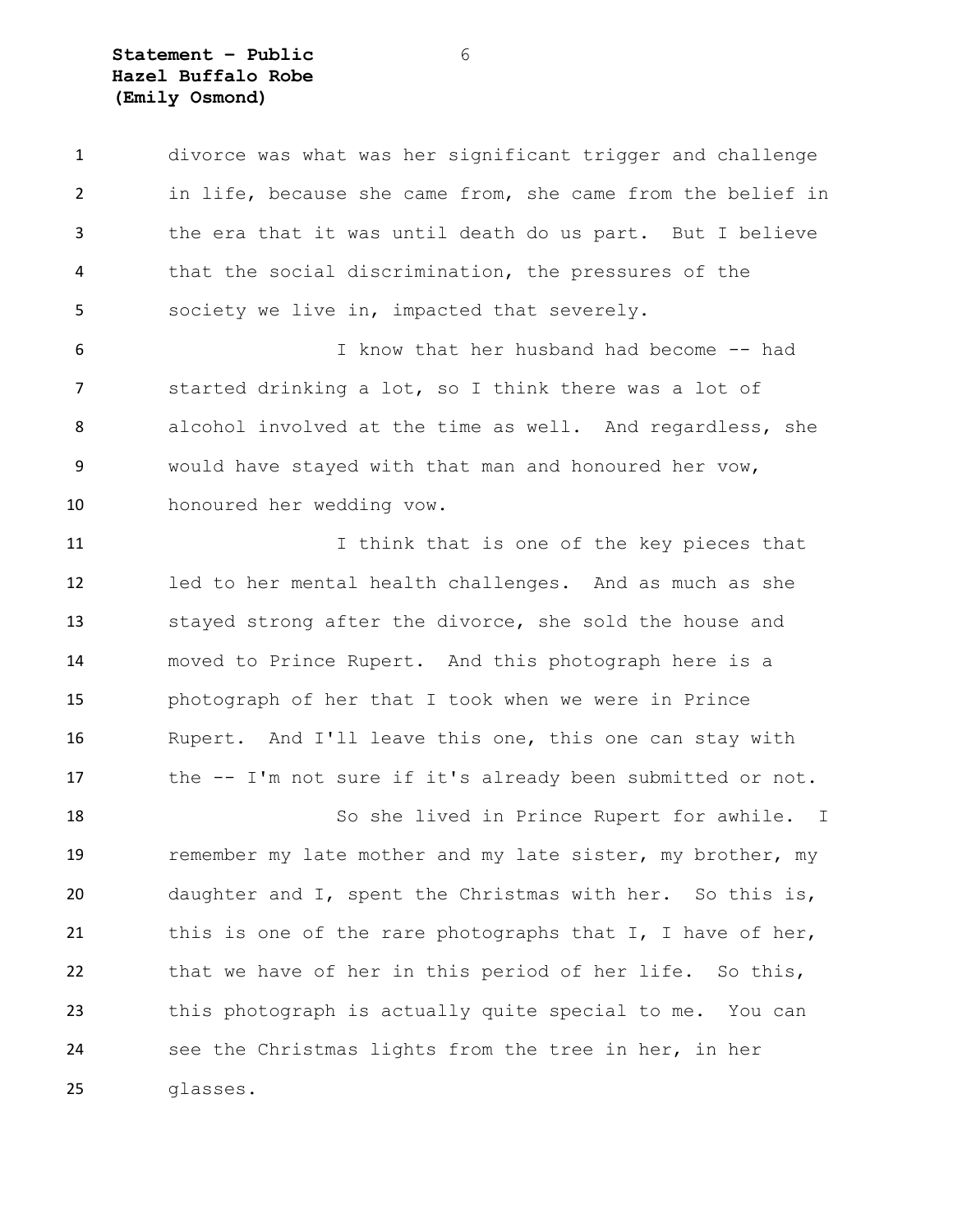divorce was what was her significant trigger and challenge in life, because she came from, she came from the belief in the era that it was until death do us part. But I believe that the social discrimination, the pressures of the society we live in, impacted that severely.

I know that her husband had become -- had started drinking a lot, so I think there was a lot of alcohol involved at the time as well. And regardless, she would have stayed with that man and honoured her vow, honoured her wedding vow.

I think that is one of the key pieces that led to her mental health challenges. And as much as she stayed strong after the divorce, she sold the house and moved to Prince Rupert. And this photograph here is a photograph of her that I took when we were in Prince Rupert. And I'll leave this one, this one can stay with the -- I'm not sure if it's already been submitted or not.

So she lived in Prince Rupert for awhile. I remember my late mother and my late sister, my brother, my daughter and I, spent the Christmas with her. So this is, this is one of the rare photographs that I, I have of her, that we have of her in this period of her life. So this, this photograph is actually quite special to me. You can see the Christmas lights from the tree in her, in her glasses.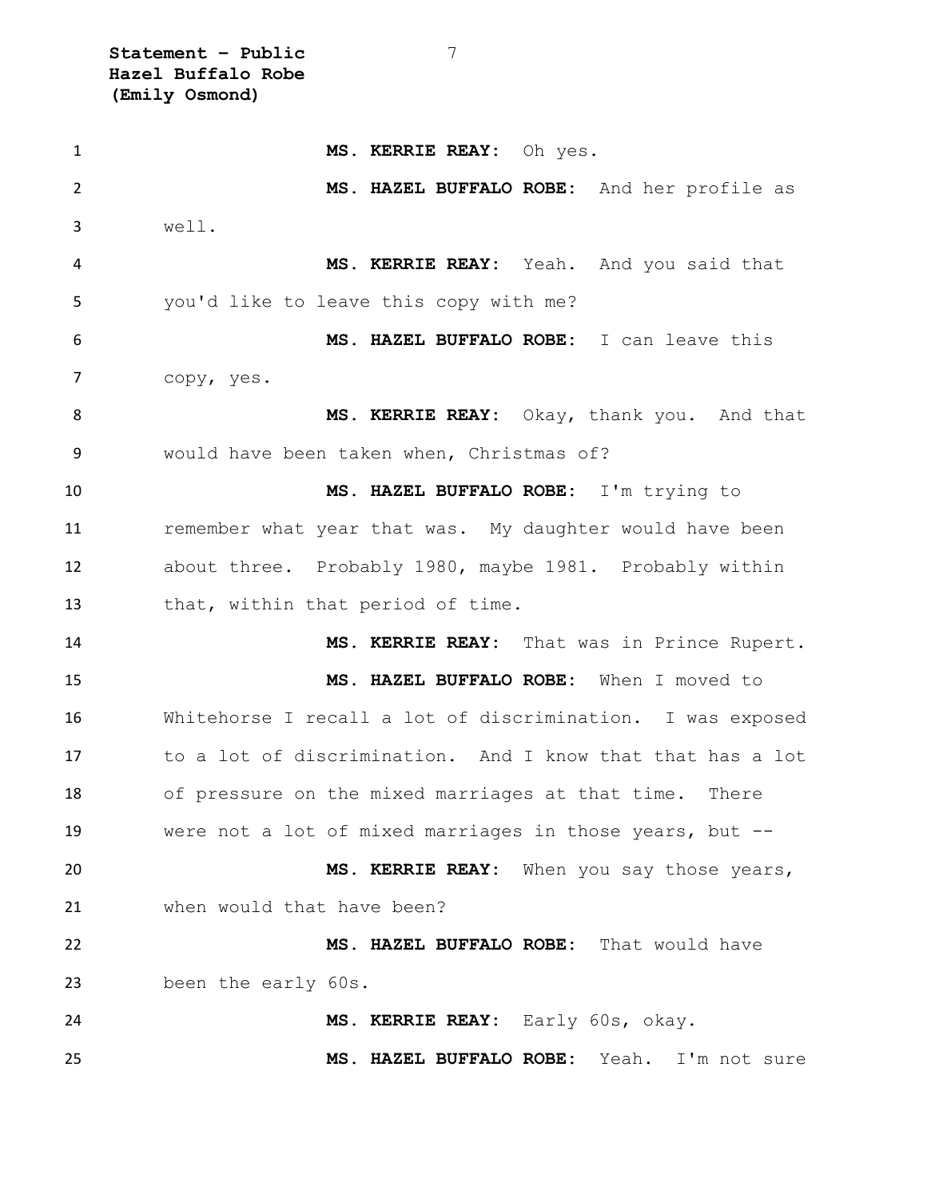**MS. KERRIE REAY:** Oh yes.

**MS. HAZEL BUFFALO ROBE:** And her profile as well.

**MS. KERRIE REAY:** Yeah. And you said that you'd like to leave this copy with me?

**MS. HAZEL BUFFALO ROBE:** I can leave this copy, yes.

**MS. KERRIE REAY:** Okay, thank you. And that would have been taken when, Christmas of?

**MS. HAZEL BUFFALO ROBE:** I'm trying to remember what year that was. My daughter would have been about three. Probably 1980, maybe 1981. Probably within that, within that period of time.

**MS. KERRIE REAY:** That was in Prince Rupert.

**MS. HAZEL BUFFALO ROBE:** When I moved to Whitehorse I recall a lot of discrimination. I was exposed to a lot of discrimination. And I know that that has a lot of pressure on the mixed marriages at that time. There were not a lot of mixed marriages in those years, but --

**MS. KERRIE REAY:** When you say those years, when would that have been?

**MS. HAZEL BUFFALO ROBE:** That would have been the early 60s.

**MS. KERRIE REAY:** Early 60s, okay.

**MS. HAZEL BUFFALO ROBE:** Yeah. I'm not sure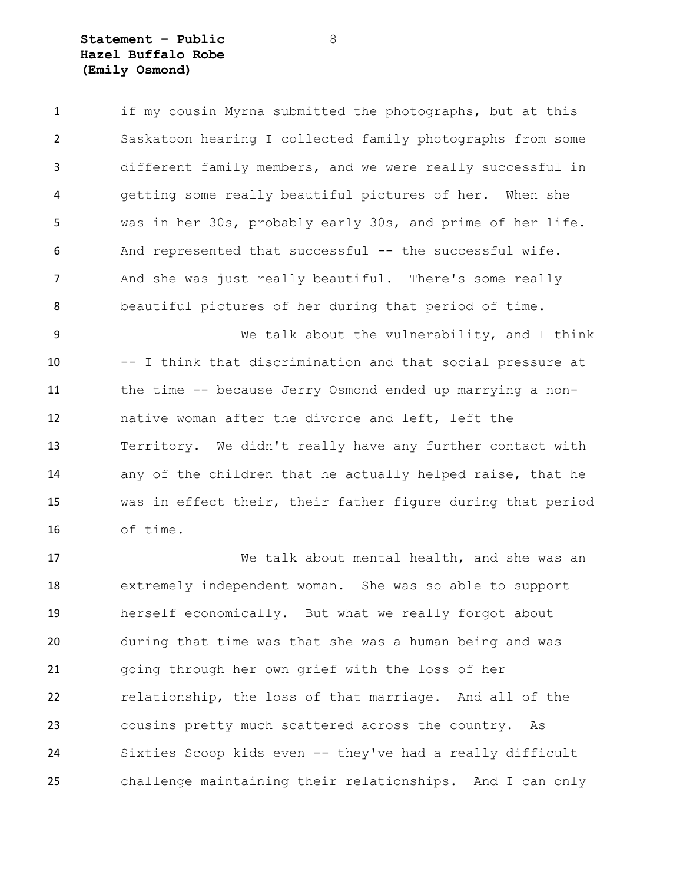if my cousin Myrna submitted the photographs, but at this Saskatoon hearing I collected family photographs from some different family members, and we were really successful in getting some really beautiful pictures of her. When she was in her 30s, probably early 30s, and prime of her life. And represented that successful -- the successful wife. And she was just really beautiful. There's some really beautiful pictures of her during that period of time.

We talk about the vulnerability, and I think -- I think that discrimination and that social pressure at the time -- because Jerry Osmond ended up marrying a non-native woman after the divorce and left, left the Territory. We didn't really have any further contact with any of the children that he actually helped raise, that he was in effect their, their father figure during that period of time.

We talk about mental health, and she was an extremely independent woman. She was so able to support herself economically. But what we really forgot about during that time was that she was a human being and was going through her own grief with the loss of her relationship, the loss of that marriage. And all of the cousins pretty much scattered across the country. As Sixties Scoop kids even -- they've had a really difficult challenge maintaining their relationships. And I can only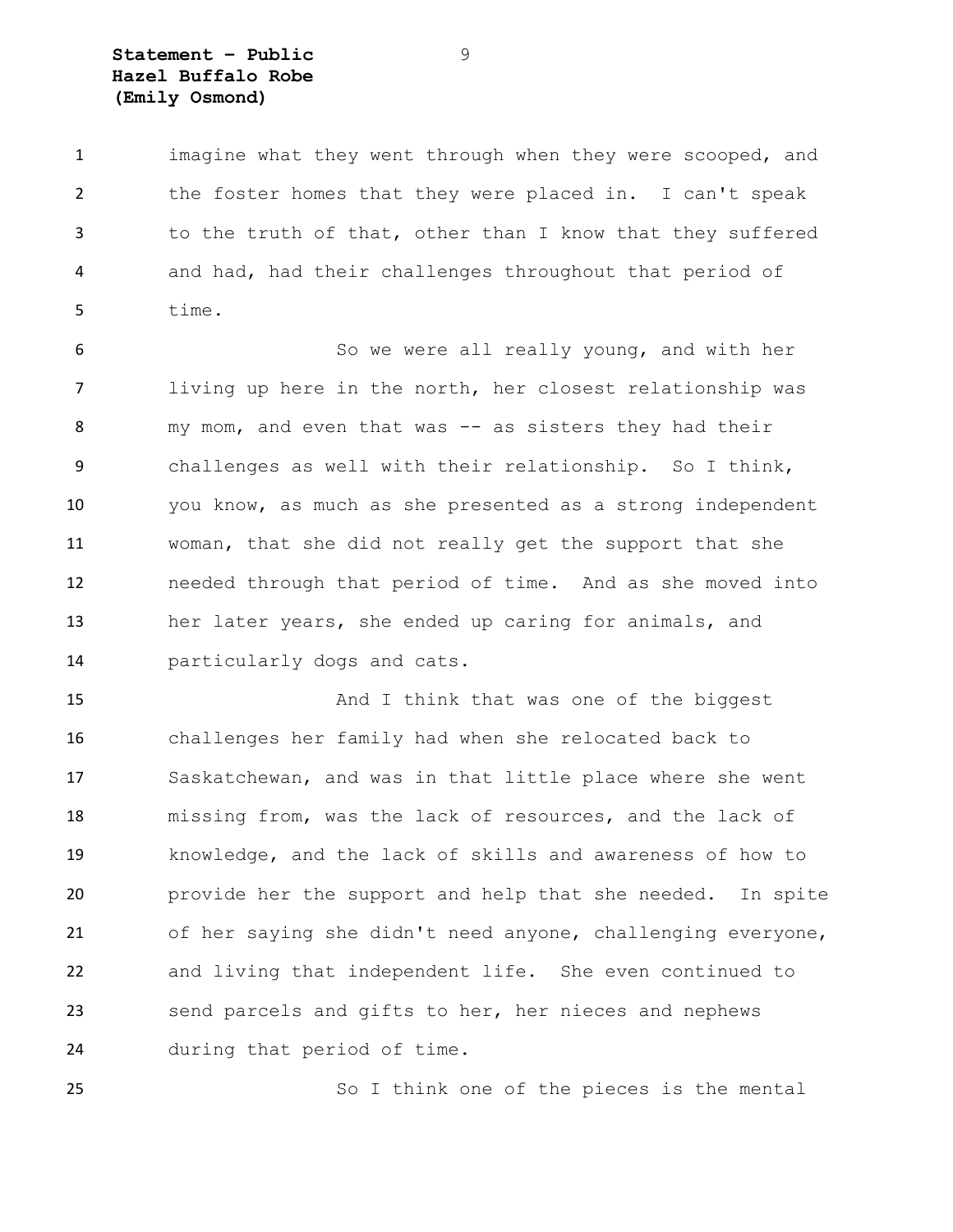imagine what they went through when they were scooped, and the foster homes that they were placed in. I can't speak to the truth of that, other than I know that they suffered and had, had their challenges throughout that period of time.

So we were all really young, and with her living up here in the north, her closest relationship was my mom, and even that was -- as sisters they had their challenges as well with their relationship. So I think, you know, as much as she presented as a strong independent woman, that she did not really get the support that she needed through that period of time. And as she moved into her later years, she ended up caring for animals, and particularly dogs and cats.

And I think that was one of the biggest challenges her family had when she relocated back to Saskatchewan, and was in that little place where she went missing from, was the lack of resources, and the lack of knowledge, and the lack of skills and awareness of how to provide her the support and help that she needed. In spite of her saying she didn't need anyone, challenging everyone, and living that independent life. She even continued to send parcels and gifts to her, her nieces and nephews during that period of time.

So I think one of the pieces is the mental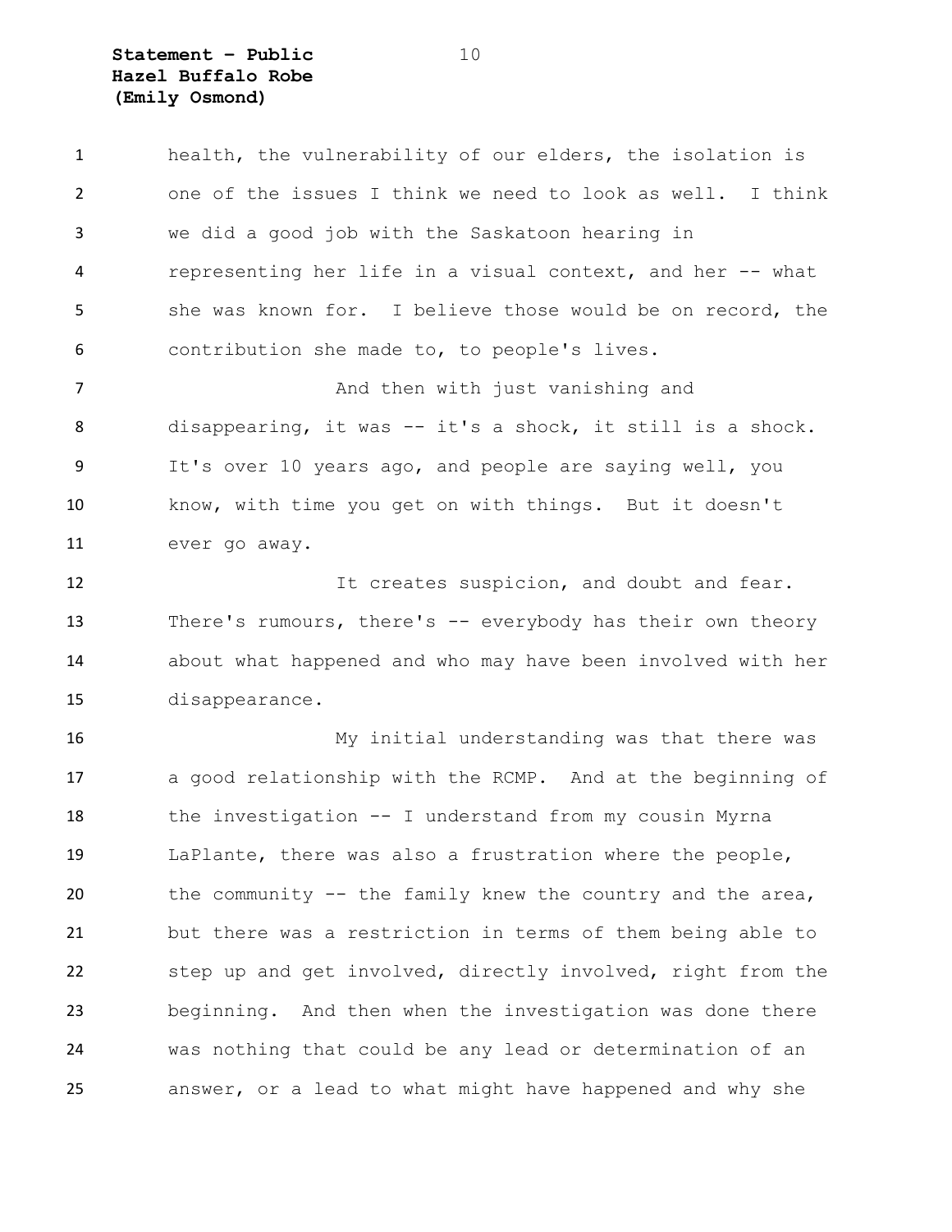health, the vulnerability of our elders, the isolation is one of the issues I think we need to look as well. I think we did a good job with the Saskatoon hearing in representing her life in a visual context, and her -- what she was known for. I believe those would be on record, the contribution she made to, to people's lives.

And then with just vanishing and disappearing, it was -- it's a shock, it still is a shock. It's over 10 years ago, and people are saying well, you know, with time you get on with things. But it doesn't ever go away.

It creates suspicion, and doubt and fear. There's rumours, there's -- everybody has their own theory about what happened and who may have been involved with her disappearance.

My initial understanding was that there was a good relationship with the RCMP. And at the beginning of the investigation -- I understand from my cousin Myrna LaPlante, there was also a frustration where the people, the community -- the family knew the country and the area, but there was a restriction in terms of them being able to step up and get involved, directly involved, right from the beginning. And then when the investigation was done there was nothing that could be any lead or determination of an answer, or a lead to what might have happened and why she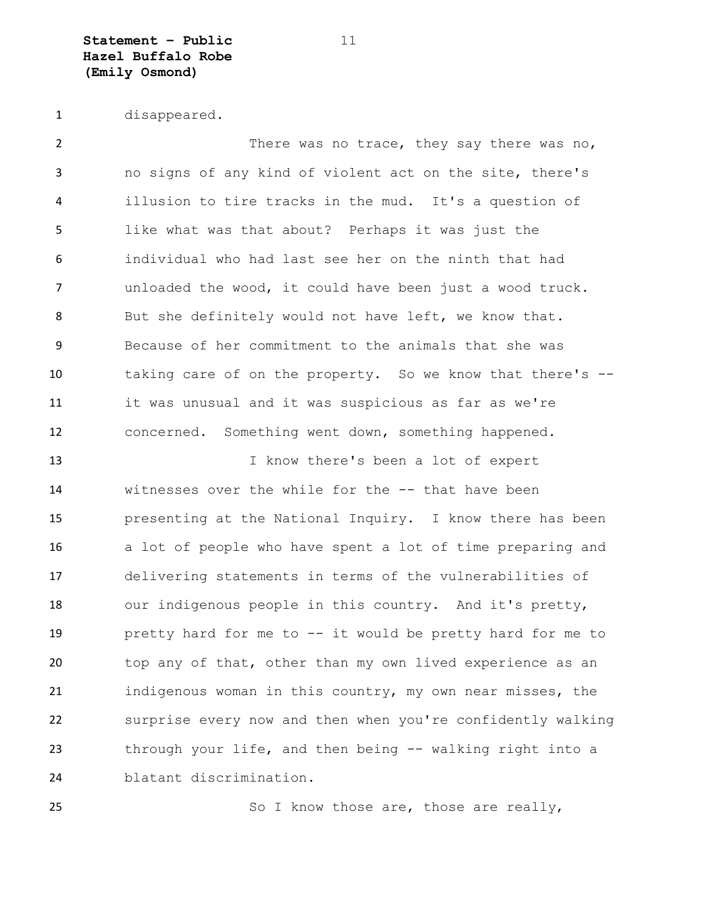disappeared.

There was no trace, they say there was no, no signs of any kind of violent act on the site, there's illusion to tire tracks in the mud. It's a question of like what was that about? Perhaps it was just the individual who had last see her on the ninth that had unloaded the wood, it could have been just a wood truck. But she definitely would not have left, we know that. Because of her commitment to the animals that she was taking care of on the property. So we know that there's -- it was unusual and it was suspicious as far as we're concerned. Something went down, something happened.

I know there's been a lot of expert witnesses over the while for the -- that have been presenting at the National Inquiry. I know there has been a lot of people who have spent a lot of time preparing and delivering statements in terms of the vulnerabilities of our indigenous people in this country. And it's pretty, pretty hard for me to -- it would be pretty hard for me to top any of that, other than my own lived experience as an indigenous woman in this country, my own near misses, the surprise every now and then when you're confidently walking through your life, and then being -- walking right into a blatant discrimination.

So I know those are, those are really,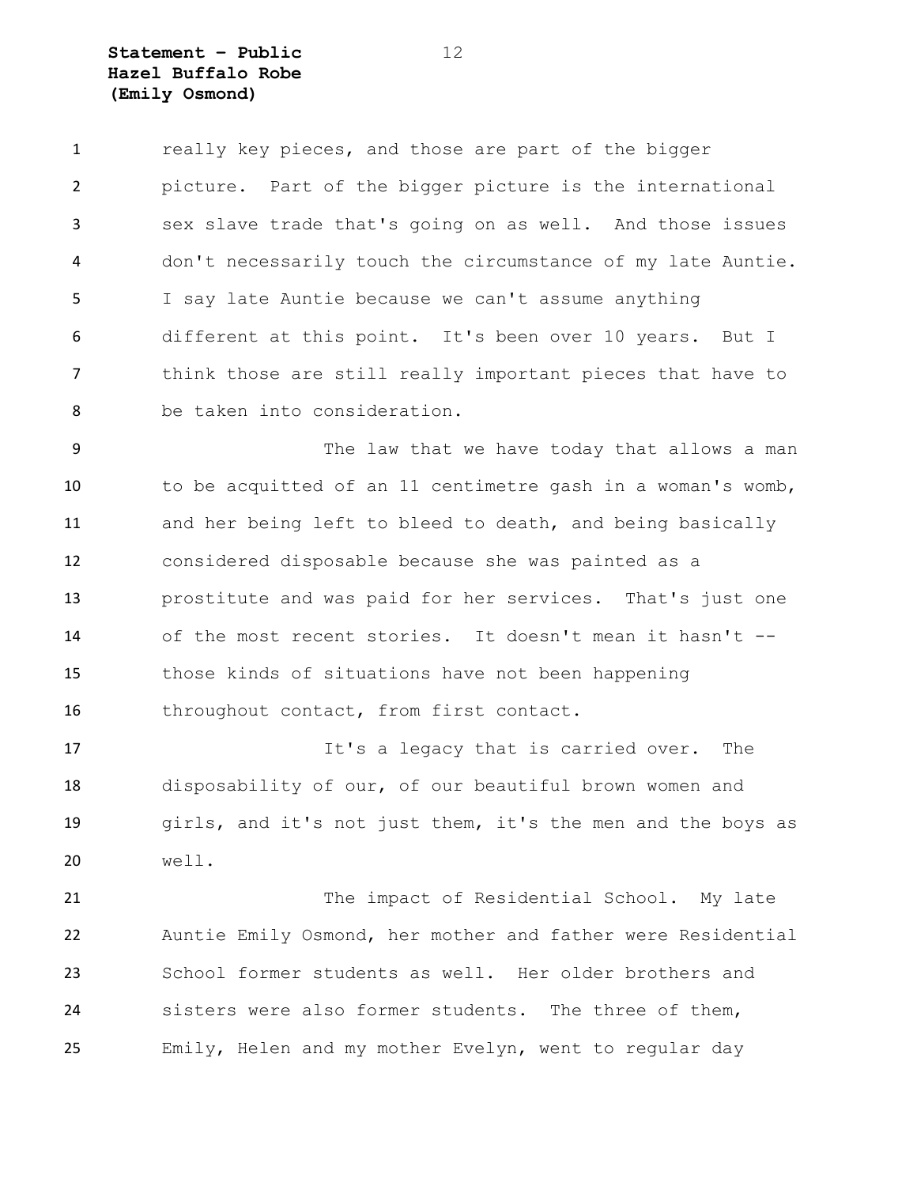really key pieces, and those are part of the bigger picture. Part of the bigger picture is the international sex slave trade that's going on as well. And those issues don't necessarily touch the circumstance of my late Auntie. I say late Auntie because we can't assume anything different at this point. It's been over 10 years. But I think those are still really important pieces that have to be taken into consideration.

The law that we have today that allows a man to be acquitted of an 11 centimetre gash in a woman's womb, and her being left to bleed to death, and being basically considered disposable because she was painted as a prostitute and was paid for her services. That's just one of the most recent stories. It doesn't mean it hasn't -- those kinds of situations have not been happening throughout contact, from first contact.

It's a legacy that is carried over. The disposability of our, of our beautiful brown women and girls, and it's not just them, it's the men and the boys as well.

The impact of Residential School. My late Auntie Emily Osmond, her mother and father were Residential School former students as well. Her older brothers and sisters were also former students. The three of them, Emily, Helen and my mother Evelyn, went to regular day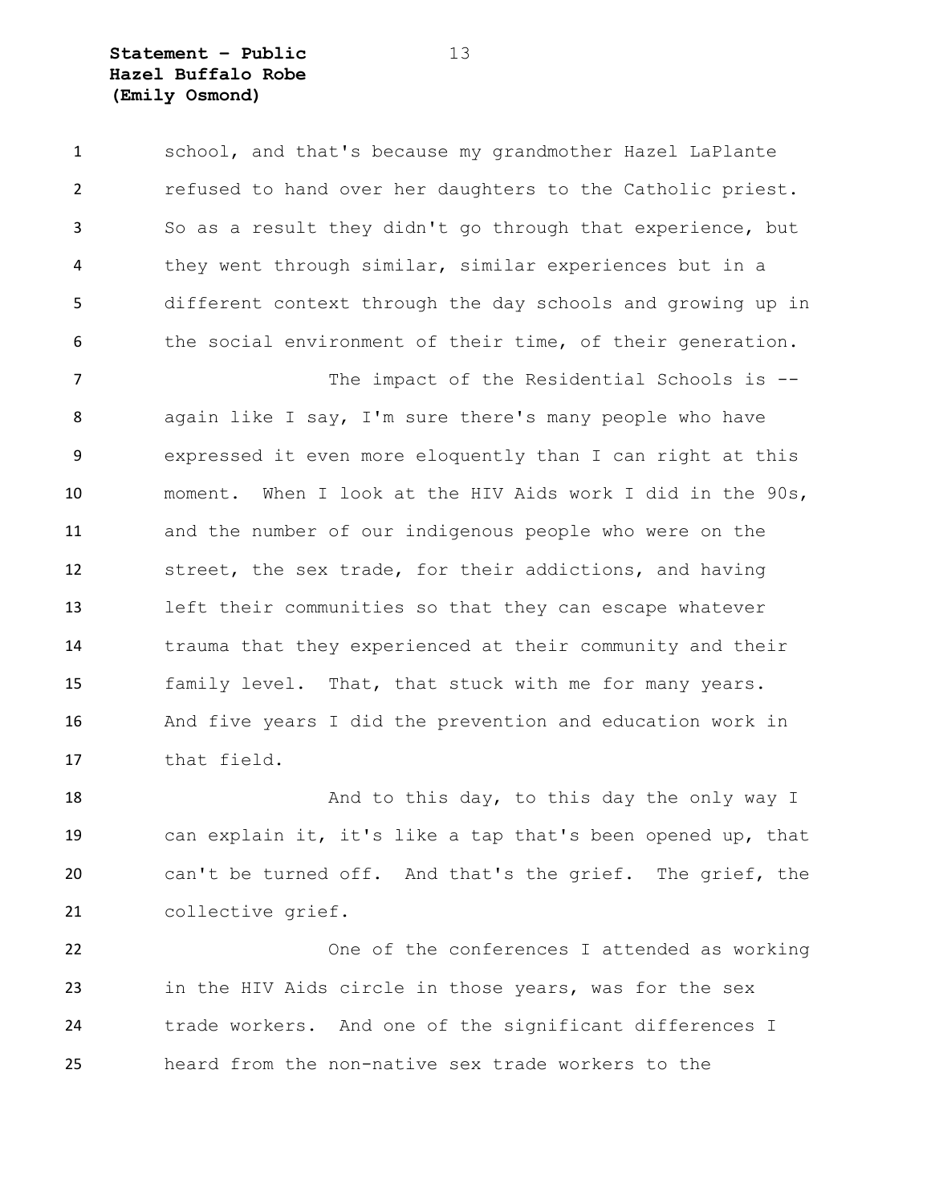school, and that's because my grandmother Hazel LaPlante refused to hand over her daughters to the Catholic priest. So as a result they didn't go through that experience, but they went through similar, similar experiences but in a different context through the day schools and growing up in the social environment of their time, of their generation.

The impact of the Residential Schools is -- again like I say, I'm sure there's many people who have expressed it even more eloquently than I can right at this moment. When I look at the HIV Aids work I did in the 90s, and the number of our indigenous people who were on the street, the sex trade, for their addictions, and having left their communities so that they can escape whatever trauma that they experienced at their community and their family level. That, that stuck with me for many years. And five years I did the prevention and education work in that field.

And to this day, to this day the only way I can explain it, it's like a tap that's been opened up, that can't be turned off. And that's the grief. The grief, the collective grief.

One of the conferences I attended as working in the HIV Aids circle in those years, was for the sex trade workers. And one of the significant differences I heard from the non-native sex trade workers to the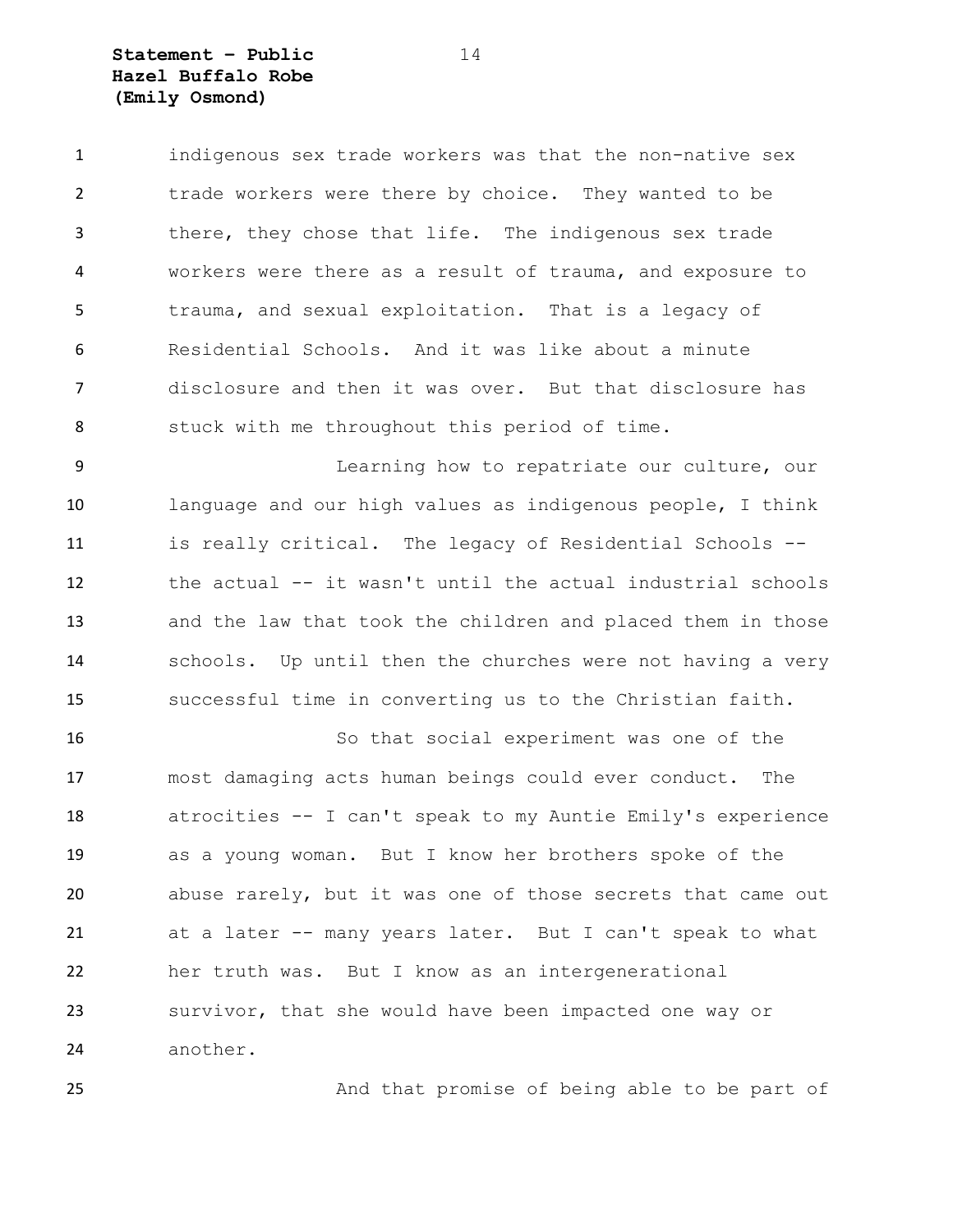indigenous sex trade workers was that the non-native sex trade workers were there by choice. They wanted to be there, they chose that life. The indigenous sex trade workers were there as a result of trauma, and exposure to trauma, and sexual exploitation. That is a legacy of Residential Schools. And it was like about a minute disclosure and then it was over. But that disclosure has stuck with me throughout this period of time.

Learning how to repatriate our culture, our language and our high values as indigenous people, I think is really critical. The legacy of Residential Schools -- the actual -- it wasn't until the actual industrial schools and the law that took the children and placed them in those schools. Up until then the churches were not having a very successful time in converting us to the Christian faith.

So that social experiment was one of the most damaging acts human beings could ever conduct. The atrocities -- I can't speak to my Auntie Emily's experience as a young woman. But I know her brothers spoke of the abuse rarely, but it was one of those secrets that came out at a later -- many years later. But I can't speak to what her truth was. But I know as an intergenerational survivor, that she would have been impacted one way or another.

And that promise of being able to be part of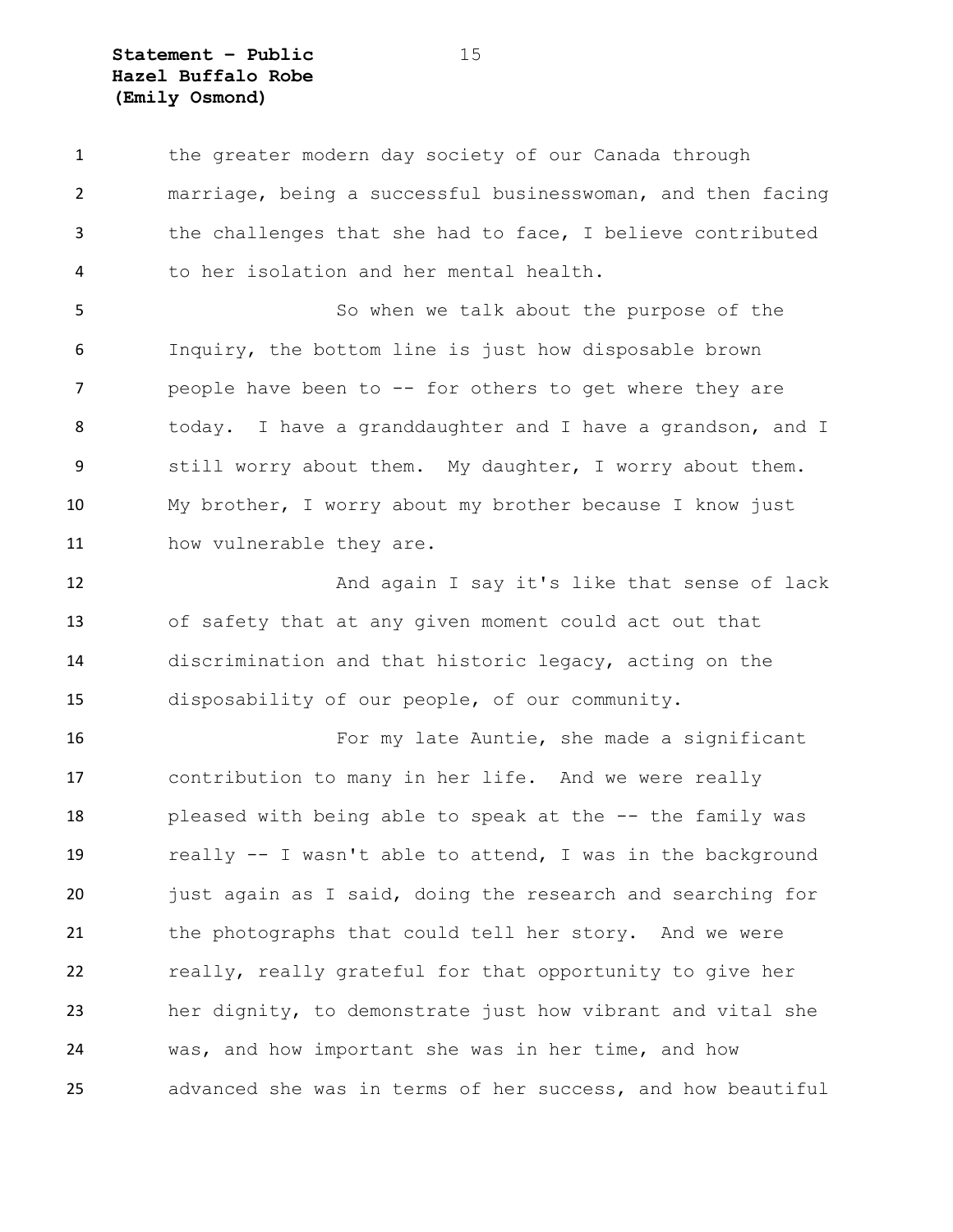the greater modern day society of our Canada through marriage, being a successful businesswoman, and then facing the challenges that she had to face, I believe contributed to her isolation and her mental health.

So when we talk about the purpose of the Inquiry, the bottom line is just how disposable brown people have been to -- for others to get where they are today. I have a granddaughter and I have a grandson, and I still worry about them. My daughter, I worry about them. My brother, I worry about my brother because I know just how vulnerable they are.

And again I say it's like that sense of lack of safety that at any given moment could act out that discrimination and that historic legacy, acting on the disposability of our people, of our community.

For my late Auntie, she made a significant contribution to many in her life. And we were really pleased with being able to speak at the -- the family was really -- I wasn't able to attend, I was in the background just again as I said, doing the research and searching for the photographs that could tell her story. And we were really, really grateful for that opportunity to give her her dignity, to demonstrate just how vibrant and vital she was, and how important she was in her time, and how advanced she was in terms of her success, and how beautiful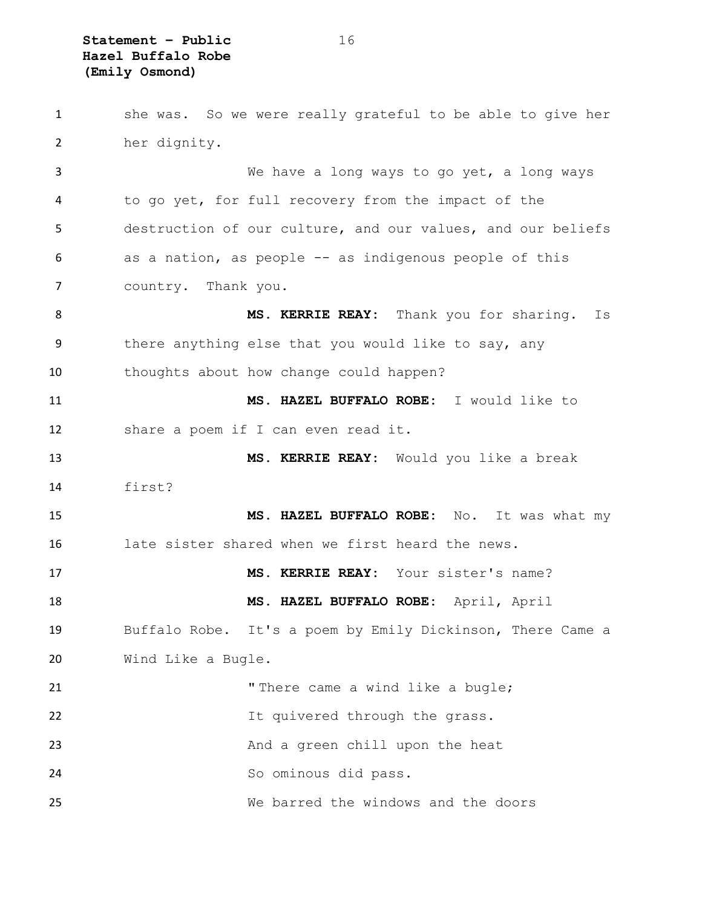she was. So we were really grateful to be able to give her her dignity.

We have a long ways to go yet, a long ways to go yet, for full recovery from the impact of the destruction of our culture, and our values, and our beliefs as a nation, as people -- as indigenous people of this country. Thank you.

**MS. KERRIE REAY:** Thank you for sharing. Is there anything else that you would like to say, any thoughts about how change could happen?

**MS. HAZEL BUFFALO ROBE:** I would like to share a poem if I can even read it.

**MS. KERRIE REAY:** Would you like a break first?

**MS. HAZEL BUFFALO ROBE:** No. It was what my late sister shared when we first heard the news.

**MS. KERRIE REAY:** Your sister's name?

**MS. HAZEL BUFFALO ROBE:** April, April Buffalo Robe. It's a poem by Emily Dickinson, There Came a Wind Like a Bugle.

"There came a wind like a bugle;
It quivered through the grass.
And a green chill upon the heat
So ominous did pass.
We barred the windows and the doors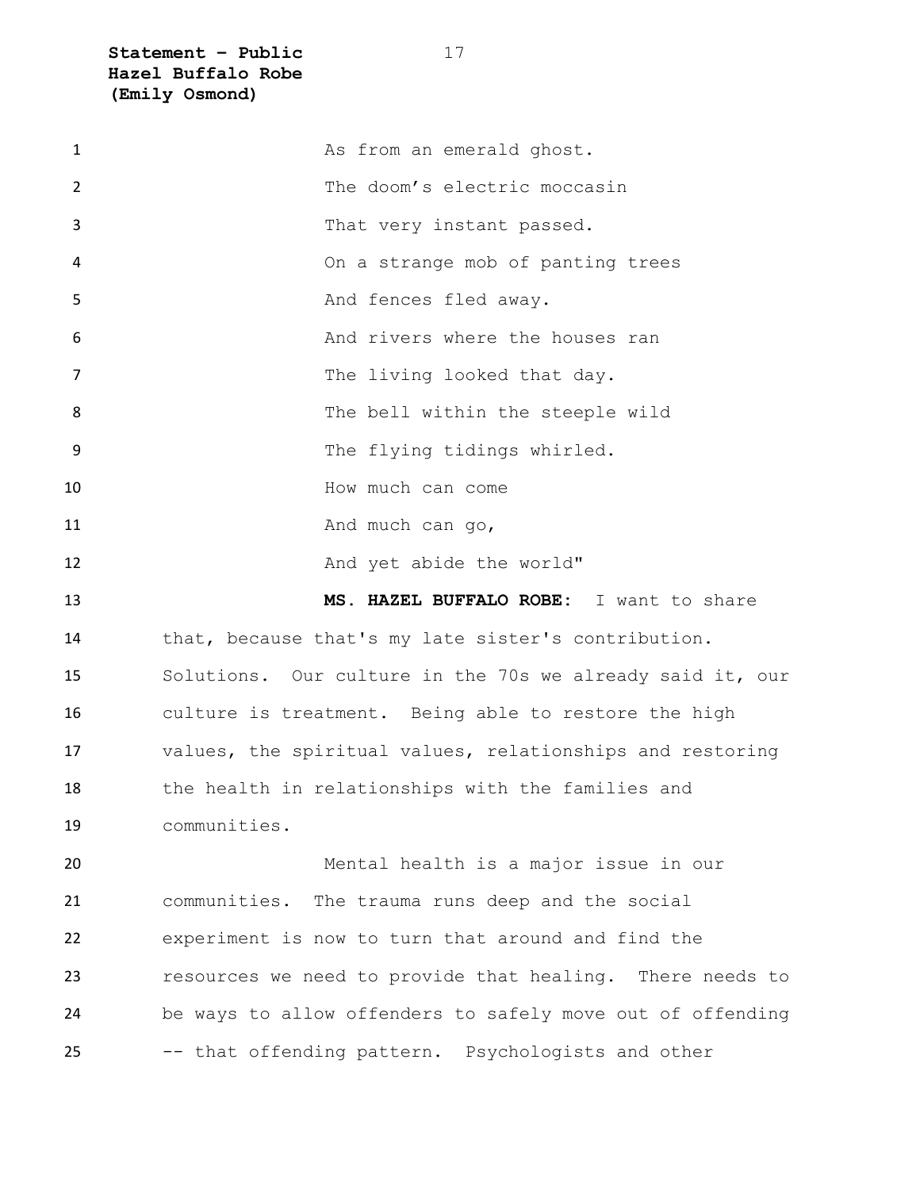As from an emerald ghost.
The doom's electric moccasin
That very instant passed.
On a strange mob of panting trees
And fences fled away.
And rivers where the houses ran
The living looked that day.
The bell within the steeple wild
The flying tidings whirled.
How much can come
And much can go,
And yet abide the world"

**MS. HAZEL BUFFALO ROBE:** I want to share that, because that's my late sister's contribution. Solutions. Our culture in the 70s we already said it, our culture is treatment. Being able to restore the high values, the spiritual values, relationships and restoring the health in relationships with the families and communities.

Mental health is a major issue in our communities. The trauma runs deep and the social experiment is now to turn that around and find the resources we need to provide that healing. There needs to be ways to allow offenders to safely move out of offending -- that offending pattern. Psychologists and other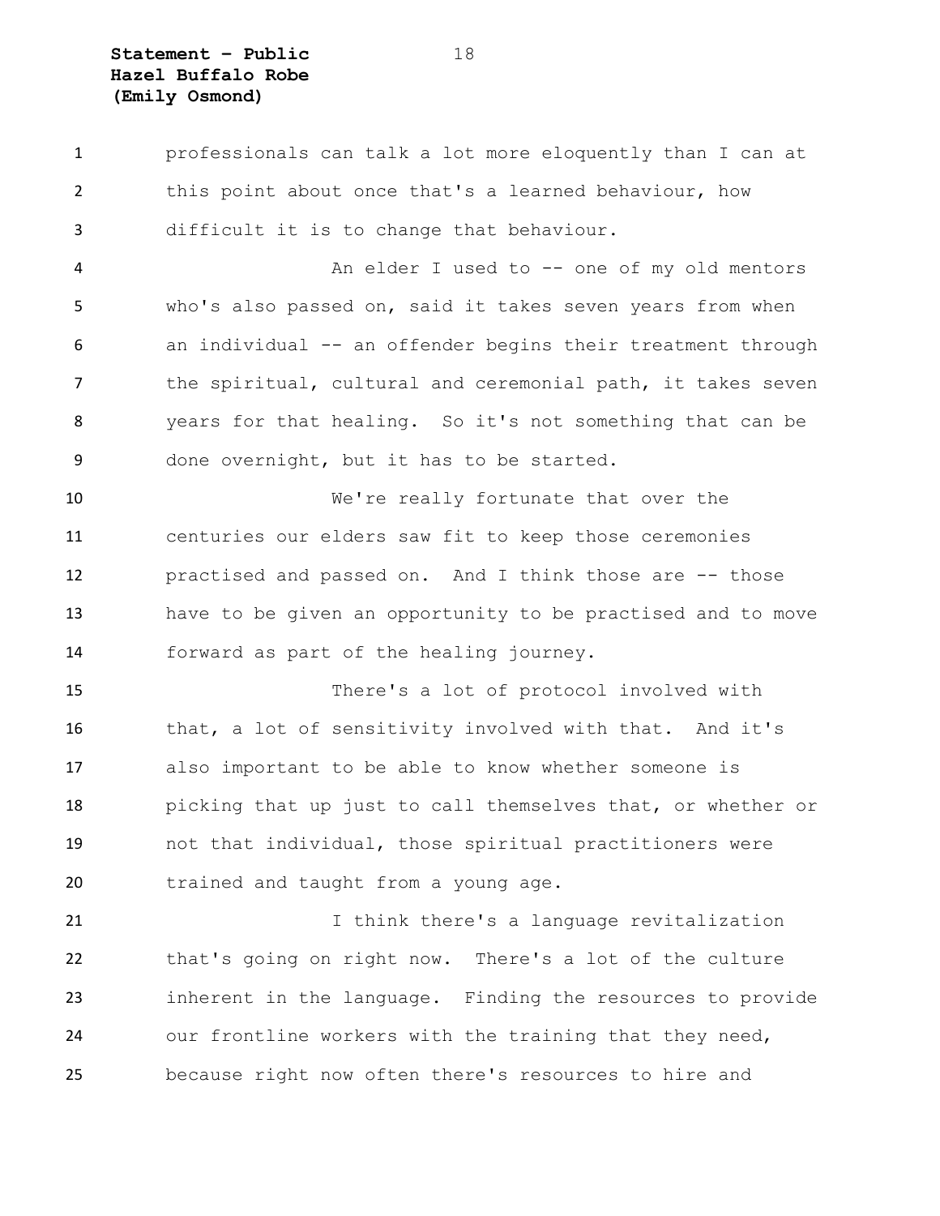professionals can talk a lot more eloquently than I can at this point about once that's a learned behaviour, how difficult it is to change that behaviour.

An elder I used to -- one of my old mentors who's also passed on, said it takes seven years from when an individual -- an offender begins their treatment through the spiritual, cultural and ceremonial path, it takes seven years for that healing. So it's not something that can be done overnight, but it has to be started.

We're really fortunate that over the centuries our elders saw fit to keep those ceremonies practised and passed on. And I think those are -- those have to be given an opportunity to be practised and to move forward as part of the healing journey.

There's a lot of protocol involved with that, a lot of sensitivity involved with that. And it's also important to be able to know whether someone is picking that up just to call themselves that, or whether or not that individual, those spiritual practitioners were trained and taught from a young age.

I think there's a language revitalization that's going on right now. There's a lot of the culture inherent in the language. Finding the resources to provide our frontline workers with the training that they need, because right now often there's resources to hire and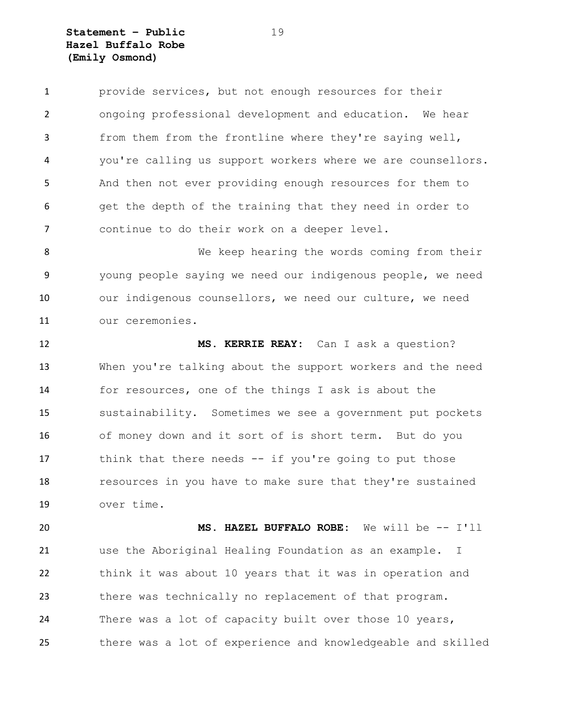provide services, but not enough resources for their ongoing professional development and education. We hear from them from the frontline where they're saying well, you're calling us support workers where we are counsellors. And then not ever providing enough resources for them to get the depth of the training that they need in order to continue to do their work on a deeper level.

We keep hearing the words coming from their young people saying we need our indigenous people, we need our indigenous counsellors, we need our culture, we need our ceremonies.

**MS. KERRIE REAY:** Can I ask a question? When you're talking about the support workers and the need for resources, one of the things I ask is about the sustainability. Sometimes we see a government put pockets of money down and it sort of is short term. But do you think that there needs -- if you're going to put those resources in you have to make sure that they're sustained over time.

**MS. HAZEL BUFFALO ROBE:** We will be -- I'll use the Aboriginal Healing Foundation as an example. I think it was about 10 years that it was in operation and there was technically no replacement of that program. There was a lot of capacity built over those 10 years, there was a lot of experience and knowledgeable and skilled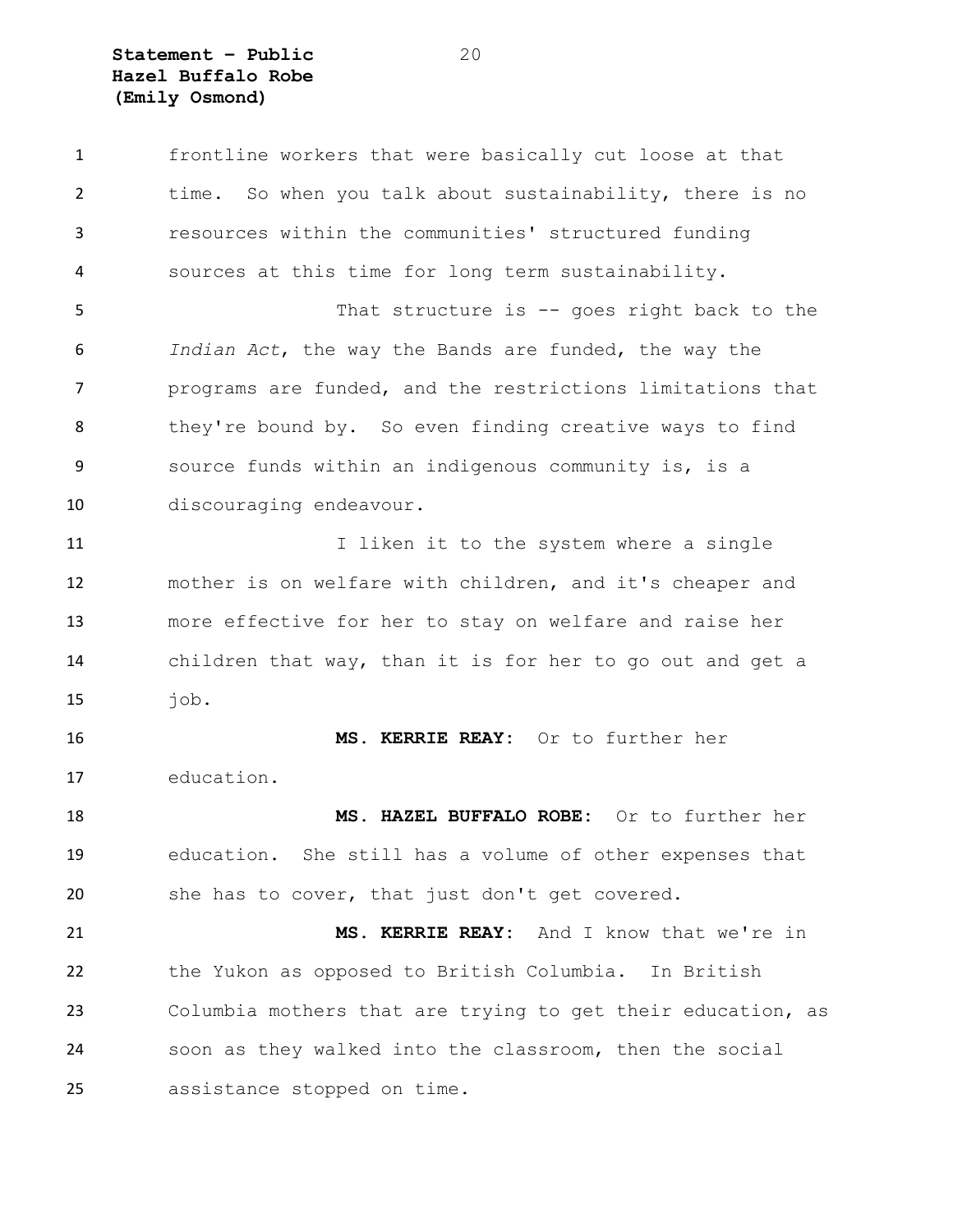frontline workers that were basically cut loose at that time. So when you talk about sustainability, there is no resources within the communities' structured funding sources at this time for long term sustainability.

That structure is -- goes right back to the *Indian Act*, the way the Bands are funded, the way the programs are funded, and the restrictions limitations that they're bound by. So even finding creative ways to find source funds within an indigenous community is, is a discouraging endeavour.

I liken it to the system where a single mother is on welfare with children, and it's cheaper and more effective for her to stay on welfare and raise her children that way, than it is for her to go out and get a job.

**MS. KERRIE REAY:** Or to further her education.

**MS. HAZEL BUFFALO ROBE:** Or to further her education. She still has a volume of other expenses that she has to cover, that just don't get covered.

**MS. KERRIE REAY:** And I know that we're in the Yukon as opposed to British Columbia. In British Columbia mothers that are trying to get their education, as soon as they walked into the classroom, then the social assistance stopped on time.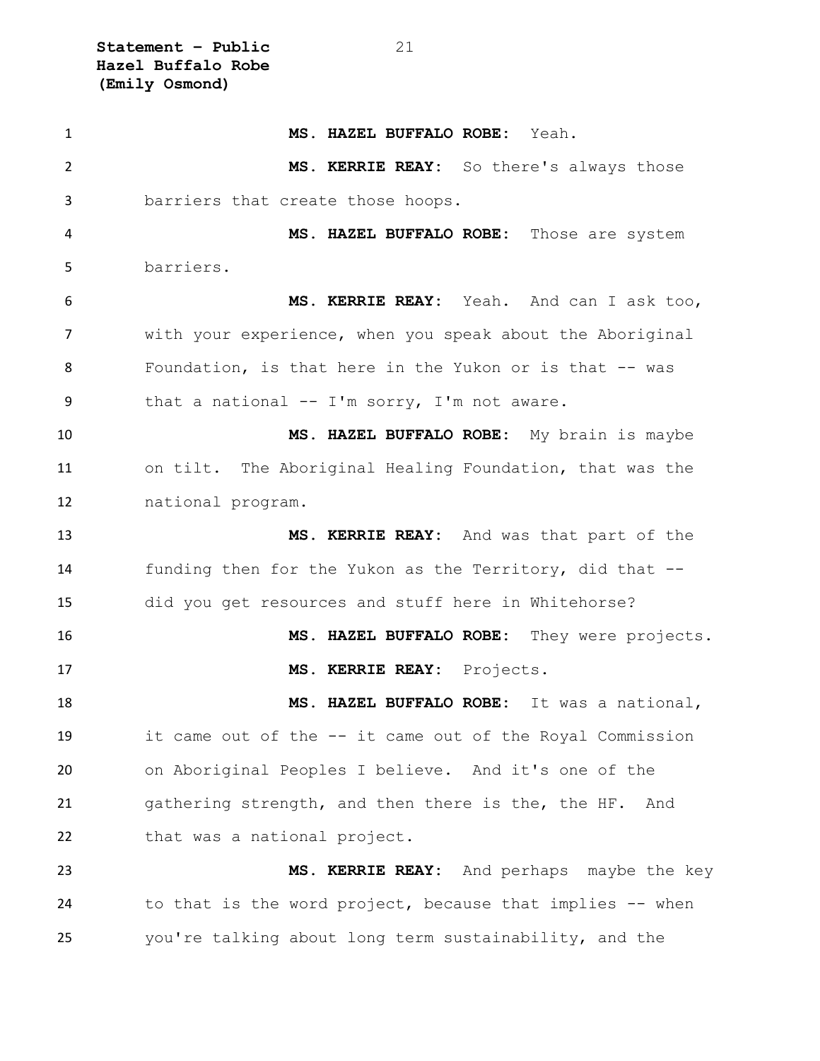**MS. HAZEL BUFFALO ROBE:** Yeah.

**MS. KERRIE REAY:** So there's always those barriers that create those hoops.

**MS. HAZEL BUFFALO ROBE:** Those are system barriers.

**MS. KERRIE REAY:** Yeah. And can I ask too, with your experience, when you speak about the Aboriginal Foundation, is that here in the Yukon or is that -- was that a national -- I'm sorry, I'm not aware.

**MS. HAZEL BUFFALO ROBE:** My brain is maybe on tilt. The Aboriginal Healing Foundation, that was the national program.

**MS. KERRIE REAY:** And was that part of the funding then for the Yukon as the Territory, did that -- did you get resources and stuff here in Whitehorse?

**MS. HAZEL BUFFALO ROBE:** They were projects.

**MS. KERRIE REAY:** Projects.

**MS. HAZEL BUFFALO ROBE:** It was a national, it came out of the -- it came out of the Royal Commission on Aboriginal Peoples I believe. And it's one of the gathering strength, and then there is the, the HF. And that was a national project.

**MS. KERRIE REAY:** And perhaps maybe the key to that is the word project, because that implies -- when you're talking about long term sustainability, and the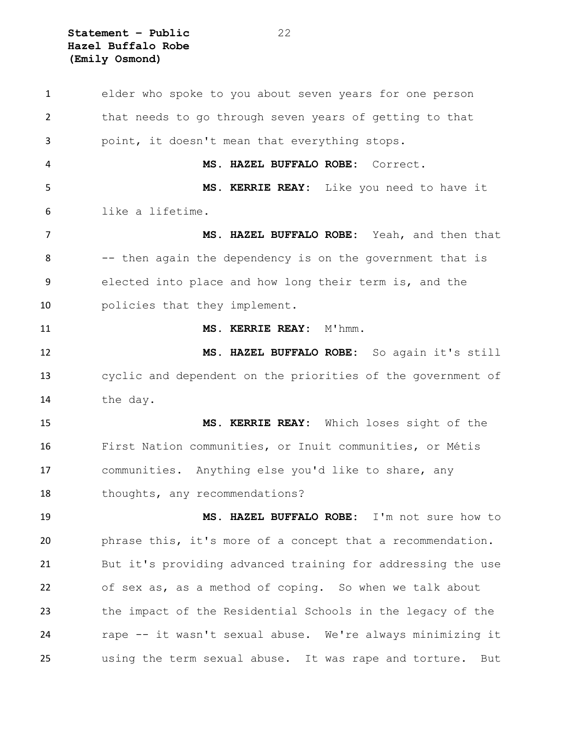elder who spoke to you about seven years for one person that needs to go through seven years of getting to that point, it doesn't mean that everything stops.

**MS. HAZEL BUFFALO ROBE:** Correct.

**MS. KERRIE REAY:** Like you need to have it like a lifetime.

**MS. HAZEL BUFFALO ROBE:** Yeah, and then that -- then again the dependency is on the government that is elected into place and how long their term is, and the policies that they implement.

**MS. KERRIE REAY:** M'hmm.

**MS. HAZEL BUFFALO ROBE:** So again it's still cyclic and dependent on the priorities of the government of the day.

**MS. KERRIE REAY:** Which loses sight of the First Nation communities, or Inuit communities, or Métis communities. Anything else you'd like to share, any thoughts, any recommendations?

**MS. HAZEL BUFFALO ROBE:** I'm not sure how to phrase this, it's more of a concept that a recommendation. But it's providing advanced training for addressing the use of sex as, as a method of coping. So when we talk about the impact of the Residential Schools in the legacy of the rape -- it wasn't sexual abuse. We're always minimizing it using the term sexual abuse. It was rape and torture. But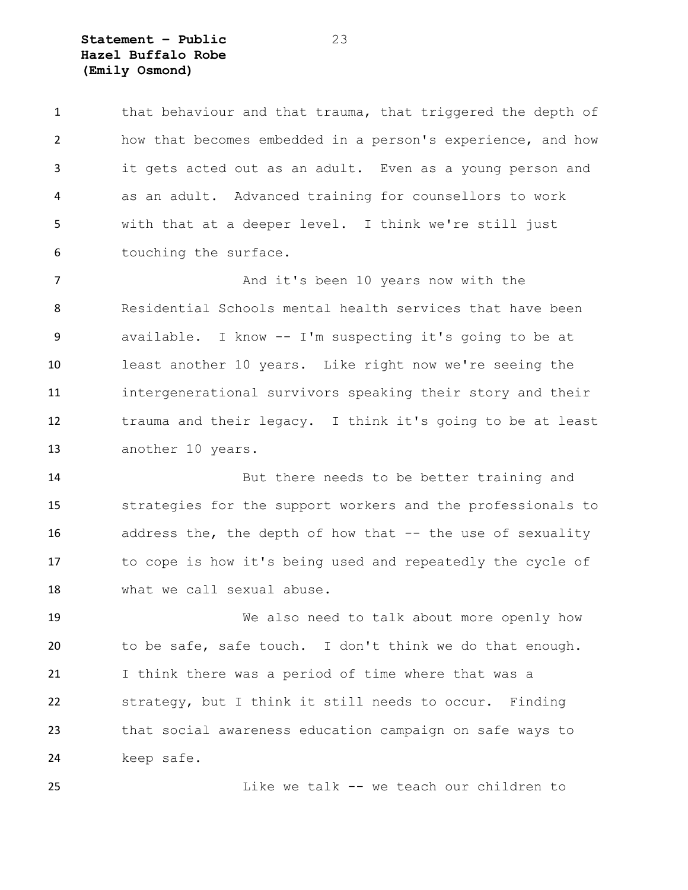that behaviour and that trauma, that triggered the depth of how that becomes embedded in a person's experience, and how it gets acted out as an adult. Even as a young person and as an adult. Advanced training for counsellors to work with that at a deeper level. I think we're still just touching the surface.

And it's been 10 years now with the Residential Schools mental health services that have been available. I know -- I'm suspecting it's going to be at least another 10 years. Like right now we're seeing the intergenerational survivors speaking their story and their trauma and their legacy. I think it's going to be at least another 10 years.

But there needs to be better training and strategies for the support workers and the professionals to address the, the depth of how that -- the use of sexuality to cope is how it's being used and repeatedly the cycle of what we call sexual abuse.

We also need to talk about more openly how to be safe, safe touch. I don't think we do that enough. I think there was a period of time where that was a strategy, but I think it still needs to occur. Finding that social awareness education campaign on safe ways to keep safe.

Like we talk -- we teach our children to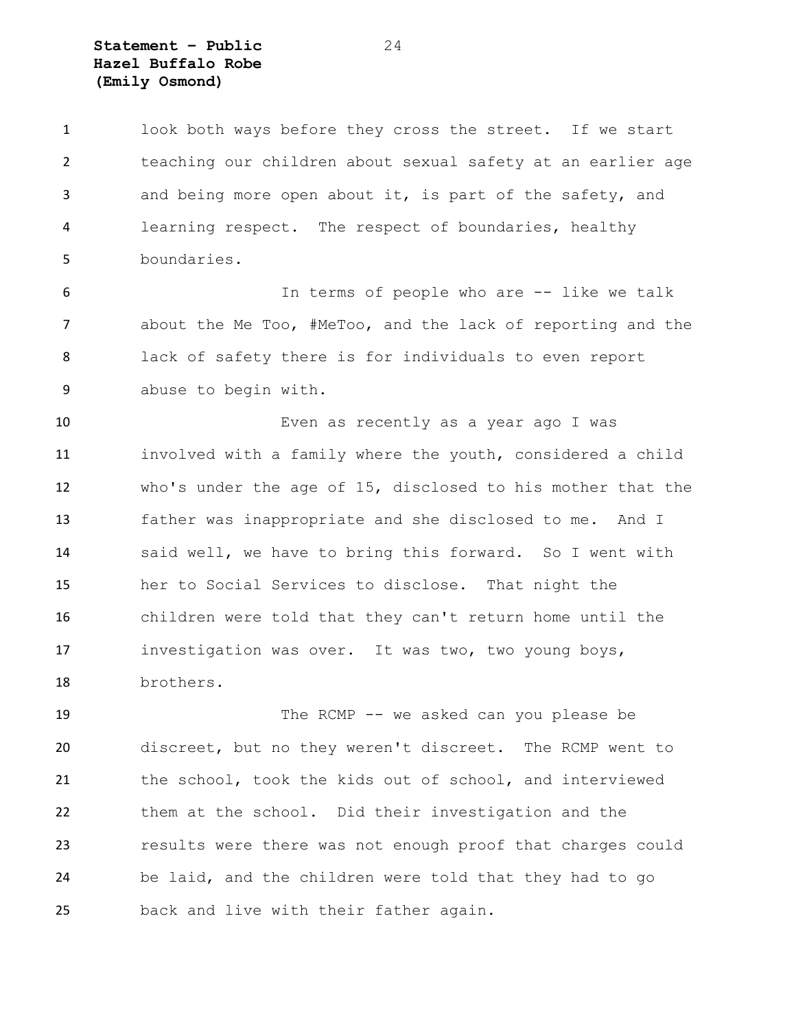look both ways before they cross the street. If we start teaching our children about sexual safety at an earlier age and being more open about it, is part of the safety, and learning respect. The respect of boundaries, healthy boundaries.

In terms of people who are -- like we talk about the Me Too, #MeToo, and the lack of reporting and the lack of safety there is for individuals to even report abuse to begin with.

Even as recently as a year ago I was involved with a family where the youth, considered a child who's under the age of 15, disclosed to his mother that the father was inappropriate and she disclosed to me. And I said well, we have to bring this forward. So I went with her to Social Services to disclose. That night the children were told that they can't return home until the investigation was over. It was two, two young boys, brothers.

The RCMP -- we asked can you please be discreet, but no they weren't discreet. The RCMP went to the school, took the kids out of school, and interviewed them at the school. Did their investigation and the results were there was not enough proof that charges could be laid, and the children were told that they had to go back and live with their father again.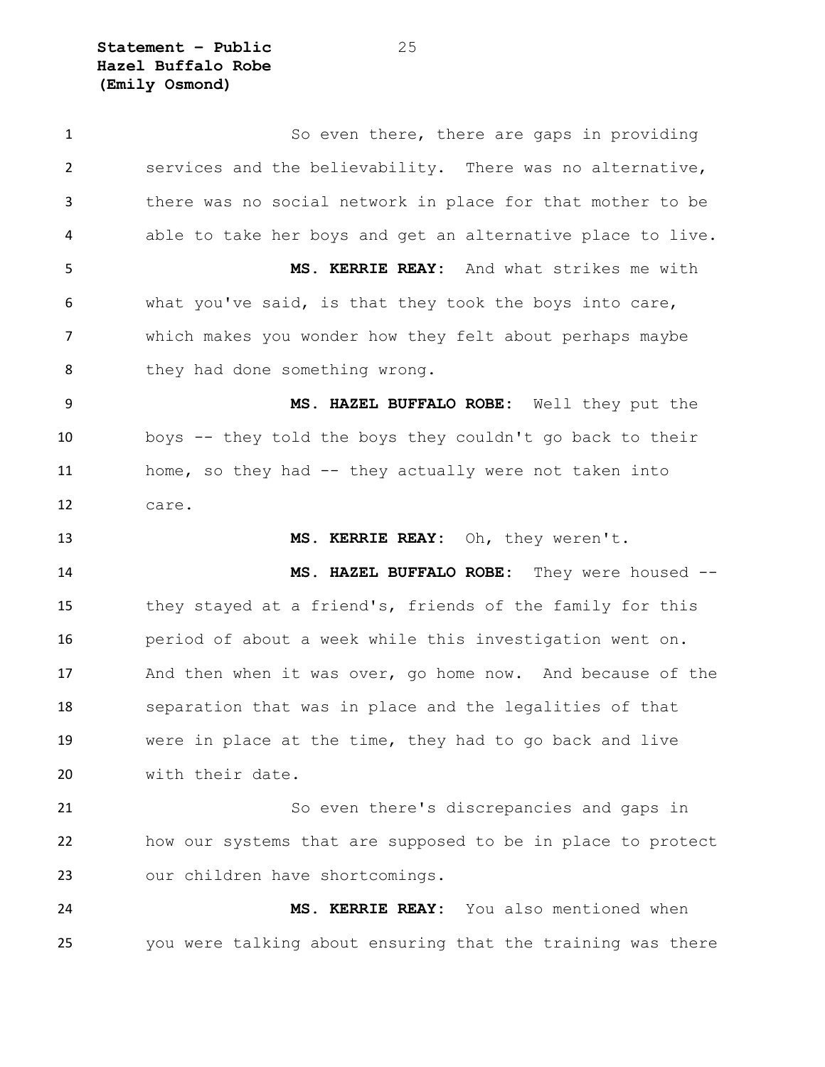So even there, there are gaps in providing services and the believability. There was no alternative, there was no social network in place for that mother to be able to take her boys and get an alternative place to live.

**MS. KERRIE REAY:** And what strikes me with what you've said, is that they took the boys into care, which makes you wonder how they felt about perhaps maybe they had done something wrong.

**MS. HAZEL BUFFALO ROBE:** Well they put the boys -- they told the boys they couldn't go back to their home, so they had -- they actually were not taken into care.

**MS. KERRIE REAY:** Oh, they weren't.

**MS. HAZEL BUFFALO ROBE:** They were housed -- they stayed at a friend's, friends of the family for this period of about a week while this investigation went on. And then when it was over, go home now. And because of the separation that was in place and the legalities of that were in place at the time, they had to go back and live with their date.

So even there's discrepancies and gaps in how our systems that are supposed to be in place to protect our children have shortcomings.

**MS. KERRIE REAY:** You also mentioned when you were talking about ensuring that the training was there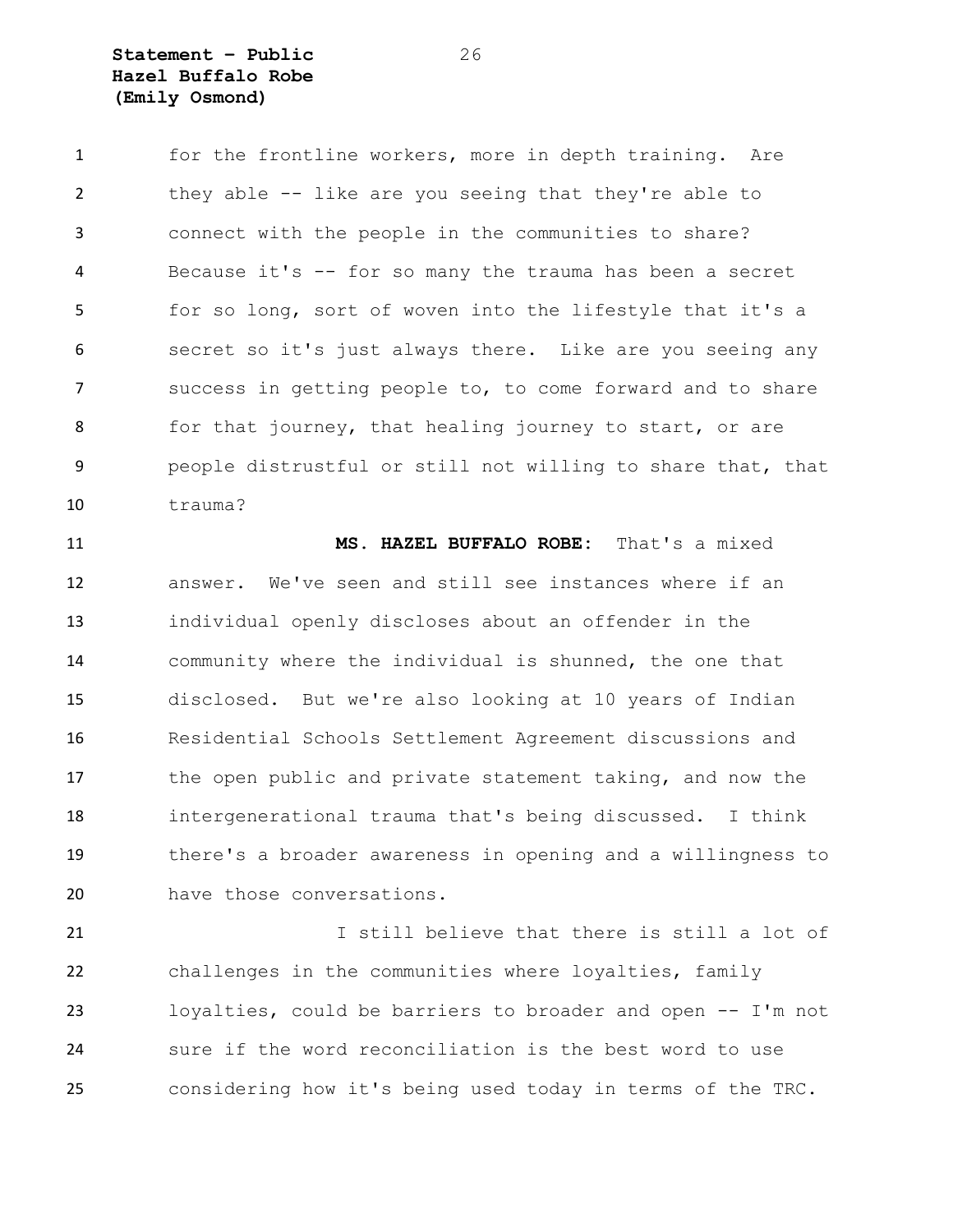for the frontline workers, more in depth training. Are they able -- like are you seeing that they're able to connect with the people in the communities to share? Because it's -- for so many the trauma has been a secret for so long, sort of woven into the lifestyle that it's a secret so it's just always there. Like are you seeing any success in getting people to, to come forward and to share for that journey, that healing journey to start, or are people distrustful or still not willing to share that, that trauma?

**MS. HAZEL BUFFALO ROBE:** That's a mixed answer. We've seen and still see instances where if an individual openly discloses about an offender in the community where the individual is shunned, the one that disclosed. But we're also looking at 10 years of Indian Residential Schools Settlement Agreement discussions and the open public and private statement taking, and now the intergenerational trauma that's being discussed. I think there's a broader awareness in opening and a willingness to have those conversations.

I still believe that there is still a lot of challenges in the communities where loyalties, family loyalties, could be barriers to broader and open -- I'm not sure if the word reconciliation is the best word to use considering how it's being used today in terms of the TRC.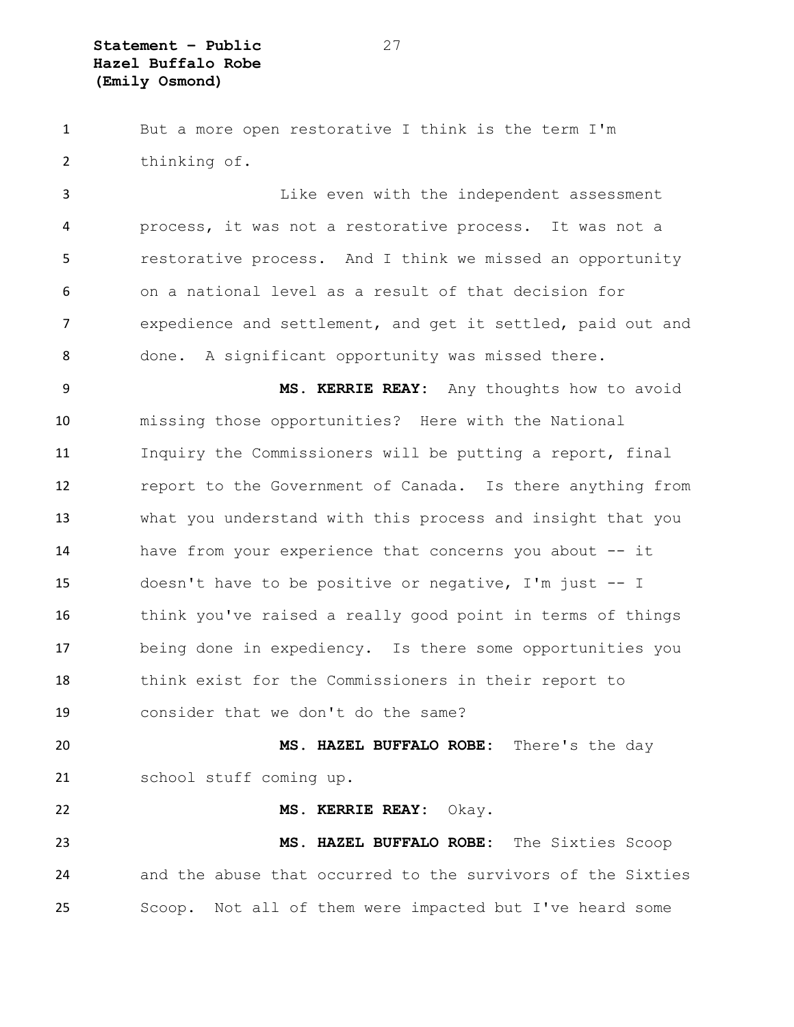But a more open restorative I think is the term I'm thinking of.

Like even with the independent assessment process, it was not a restorative process. It was not a restorative process. And I think we missed an opportunity on a national level as a result of that decision for expedience and settlement, and get it settled, paid out and done. A significant opportunity was missed there.

**MS. KERRIE REAY:** Any thoughts how to avoid missing those opportunities? Here with the National Inquiry the Commissioners will be putting a report, final report to the Government of Canada. Is there anything from what you understand with this process and insight that you have from your experience that concerns you about -- it doesn't have to be positive or negative, I'm just -- I think you've raised a really good point in terms of things being done in expediency. Is there some opportunities you think exist for the Commissioners in their report to consider that we don't do the same?

**MS. HAZEL BUFFALO ROBE:** There's the day school stuff coming up.

**MS. KERRIE REAY:** Okay.

**MS. HAZEL BUFFALO ROBE:** The Sixties Scoop and the abuse that occurred to the survivors of the Sixties Scoop. Not all of them were impacted but I've heard some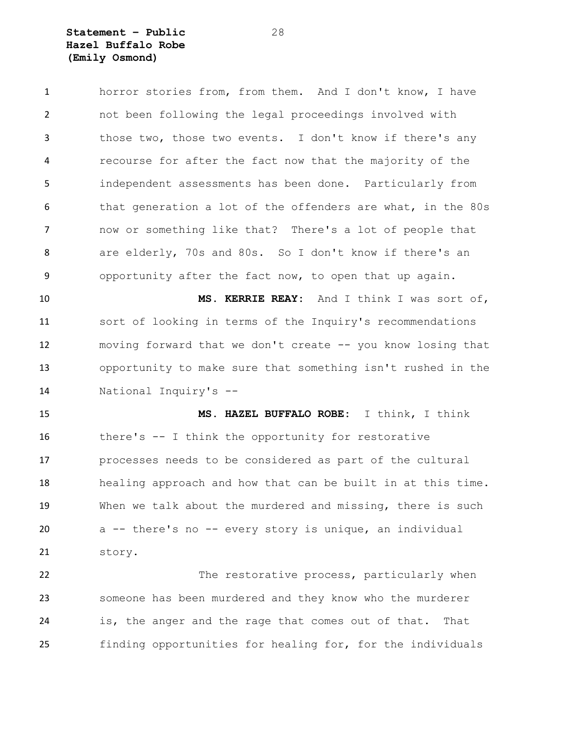horror stories from, from them. And I don't know, I have not been following the legal proceedings involved with those two, those two events. I don't know if there's any recourse for after the fact now that the majority of the independent assessments has been done. Particularly from that generation a lot of the offenders are what, in the 80s now or something like that? There's a lot of people that are elderly, 70s and 80s. So I don't know if there's an opportunity after the fact now, to open that up again.

**MS. KERRIE REAY:** And I think I was sort of, sort of looking in terms of the Inquiry's recommendations moving forward that we don't create -- you know losing that opportunity to make sure that something isn't rushed in the National Inquiry's --

**MS. HAZEL BUFFALO ROBE:** I think, I think there's -- I think the opportunity for restorative processes needs to be considered as part of the cultural healing approach and how that can be built in at this time. When we talk about the murdered and missing, there is such a -- there's no -- every story is unique, an individual story.

The restorative process, particularly when someone has been murdered and they know who the murderer is, the anger and the rage that comes out of that. That finding opportunities for healing for, for the individuals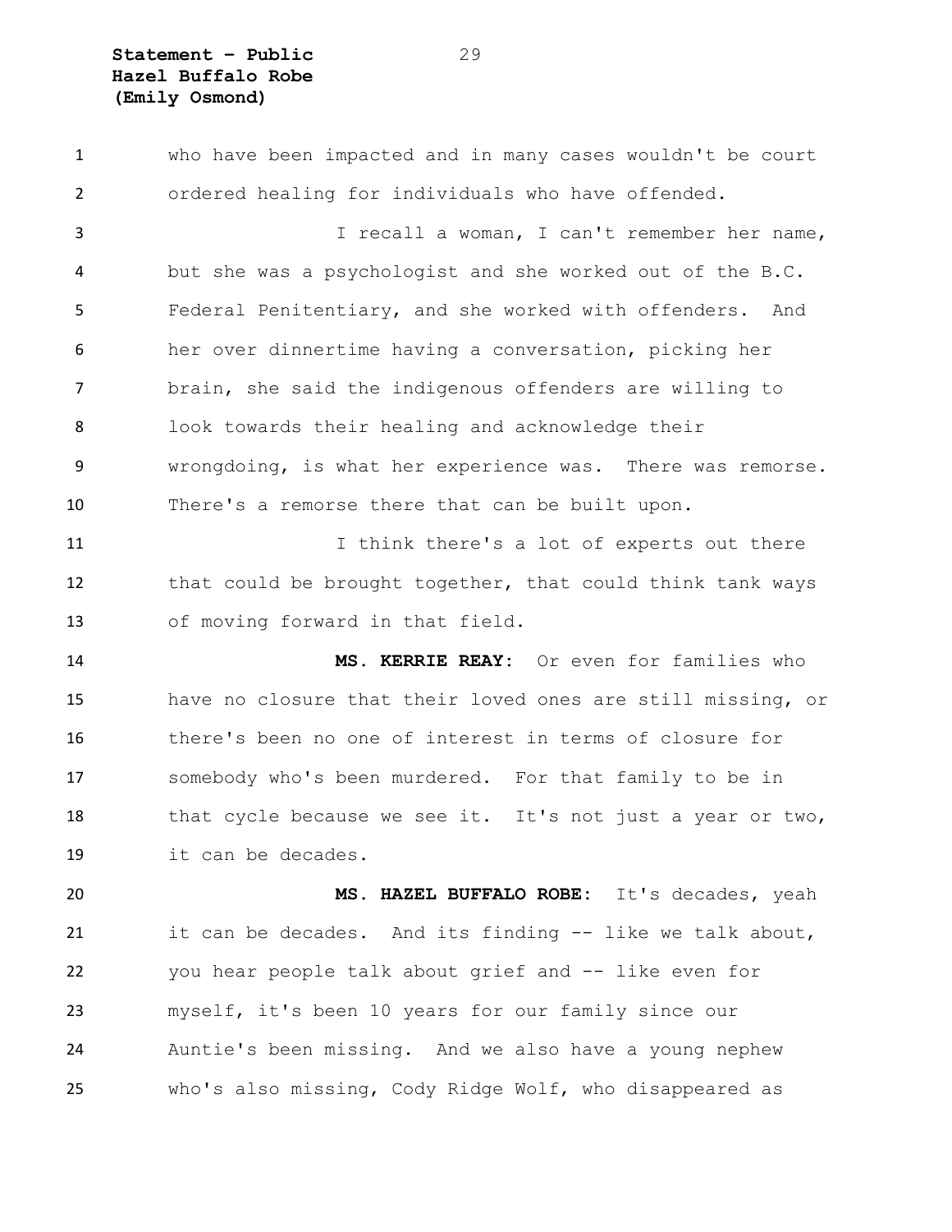who have been impacted and in many cases wouldn't be court ordered healing for individuals who have offended.

I recall a woman, I can't remember her name, but she was a psychologist and she worked out of the B.C. Federal Penitentiary, and she worked with offenders. And her over dinnertime having a conversation, picking her brain, she said the indigenous offenders are willing to look towards their healing and acknowledge their wrongdoing, is what her experience was. There was remorse. There's a remorse there that can be built upon.

I think there's a lot of experts out there that could be brought together, that could think tank ways of moving forward in that field.

**MS. KERRIE REAY:** Or even for families who have no closure that their loved ones are still missing, or there's been no one of interest in terms of closure for somebody who's been murdered. For that family to be in that cycle because we see it. It's not just a year or two, it can be decades.

**MS. HAZEL BUFFALO ROBE:** It's decades, yeah it can be decades. And its finding -- like we talk about, you hear people talk about grief and -- like even for myself, it's been 10 years for our family since our Auntie's been missing. And we also have a young nephew who's also missing, Cody Ridge Wolf, who disappeared as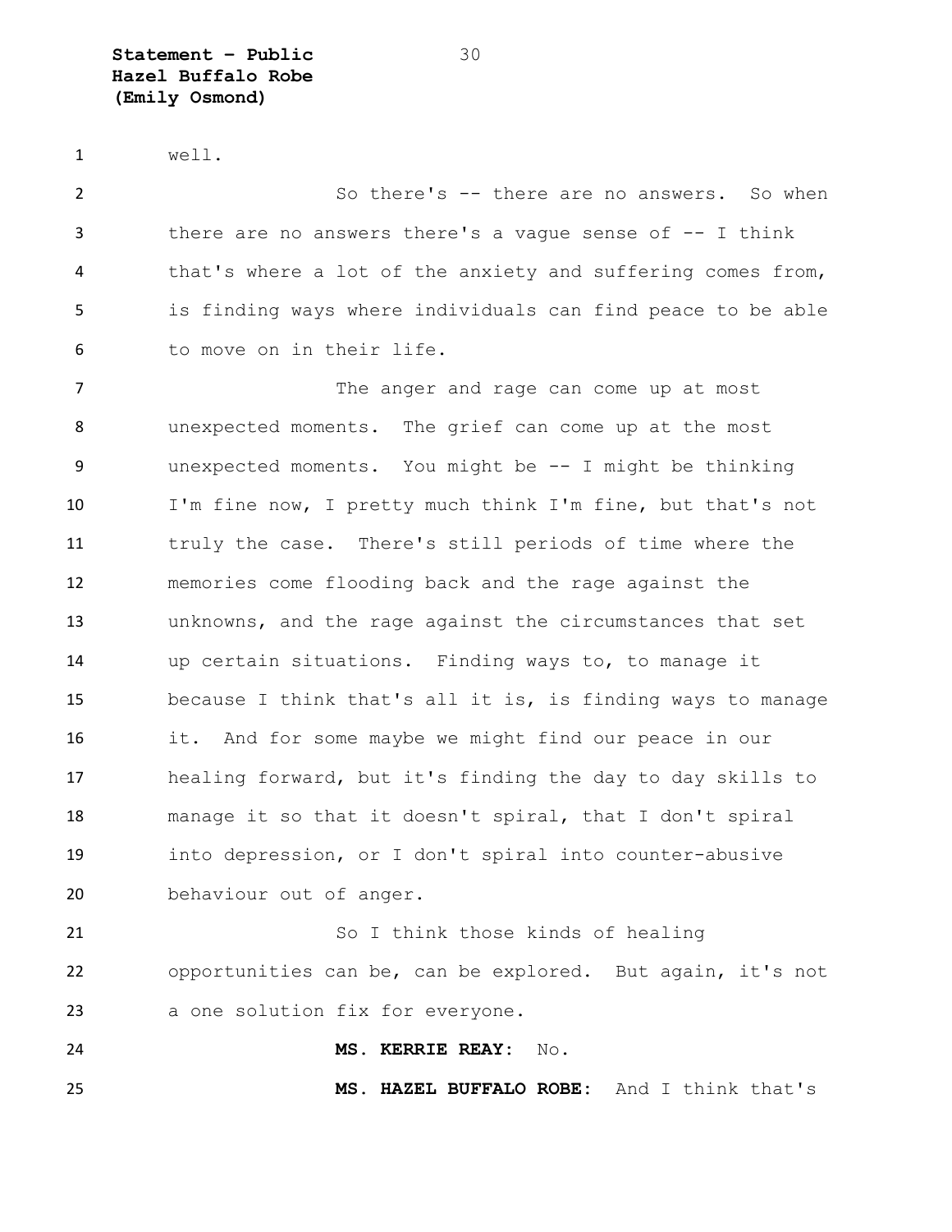well.

So there's -- there are no answers. So when there are no answers there's a vague sense of -- I think that's where a lot of the anxiety and suffering comes from, is finding ways where individuals can find peace to be able to move on in their life.

The anger and rage can come up at most unexpected moments. The grief can come up at the most unexpected moments. You might be -- I might be thinking I'm fine now, I pretty much think I'm fine, but that's not truly the case. There's still periods of time where the memories come flooding back and the rage against the unknowns, and the rage against the circumstances that set up certain situations. Finding ways to, to manage it because I think that's all it is, is finding ways to manage it. And for some maybe we might find our peace in our healing forward, but it's finding the day to day skills to manage it so that it doesn't spiral, that I don't spiral into depression, or I don't spiral into counter-abusive behaviour out of anger.

So I think those kinds of healing opportunities can be, can be explored. But again, it's not a one solution fix for everyone.

**MS. KERRIE REAY:** No.

**MS. HAZEL BUFFALO ROBE:** And I think that's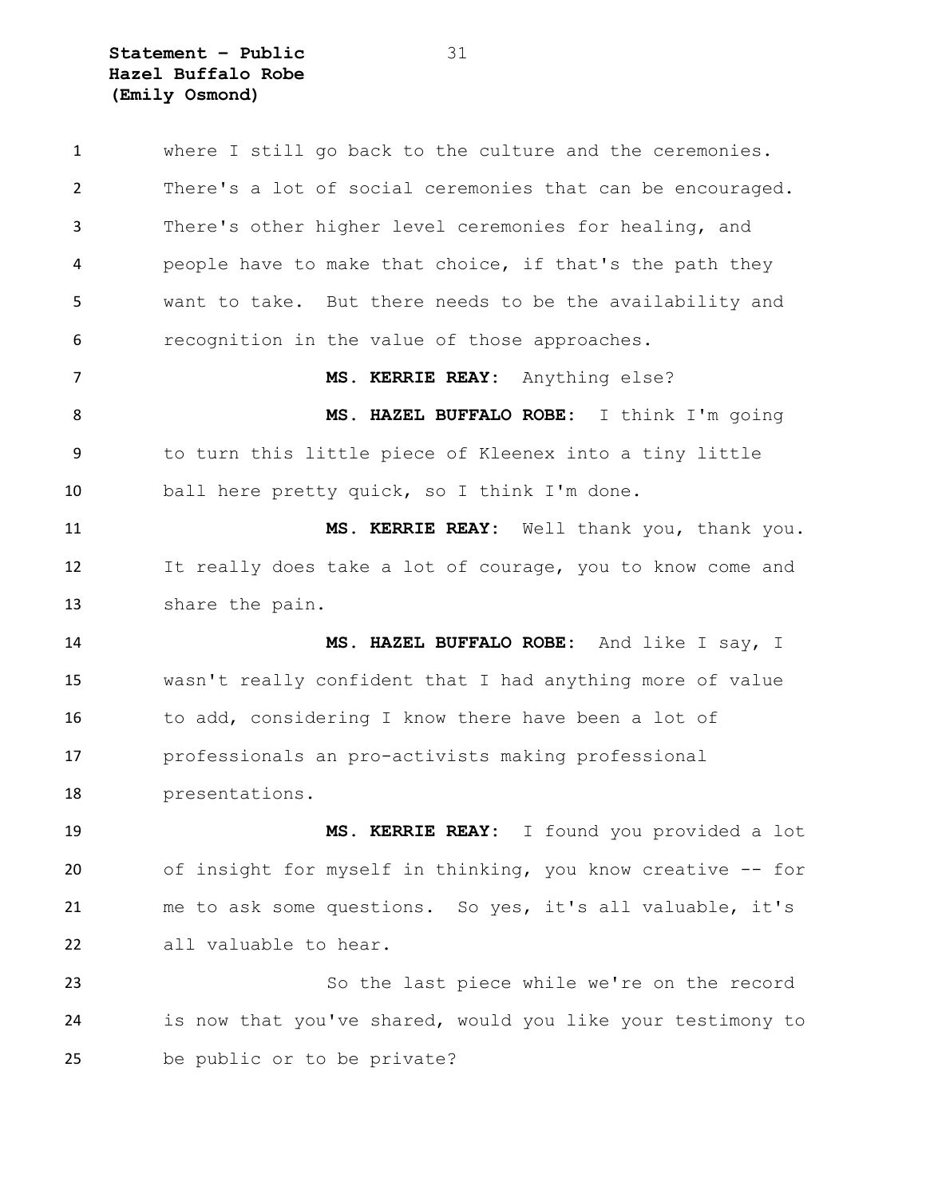where I still go back to the culture and the ceremonies. There's a lot of social ceremonies that can be encouraged. There's other higher level ceremonies for healing, and people have to make that choice, if that's the path they want to take. But there needs to be the availability and recognition in the value of those approaches.

**MS. KERRIE REAY:** Anything else?

**MS. HAZEL BUFFALO ROBE:** I think I'm going to turn this little piece of Kleenex into a tiny little ball here pretty quick, so I think I'm done.

**MS. KERRIE REAY:** Well thank you, thank you. It really does take a lot of courage, you to know come and share the pain.

**MS. HAZEL BUFFALO ROBE:** And like I say, I wasn't really confident that I had anything more of value to add, considering I know there have been a lot of professionals an pro-activists making professional presentations.

**MS. KERRIE REAY:** I found you provided a lot of insight for myself in thinking, you know creative -- for me to ask some questions. So yes, it's all valuable, it's all valuable to hear.

So the last piece while we're on the record is now that you've shared, would you like your testimony to be public or to be private?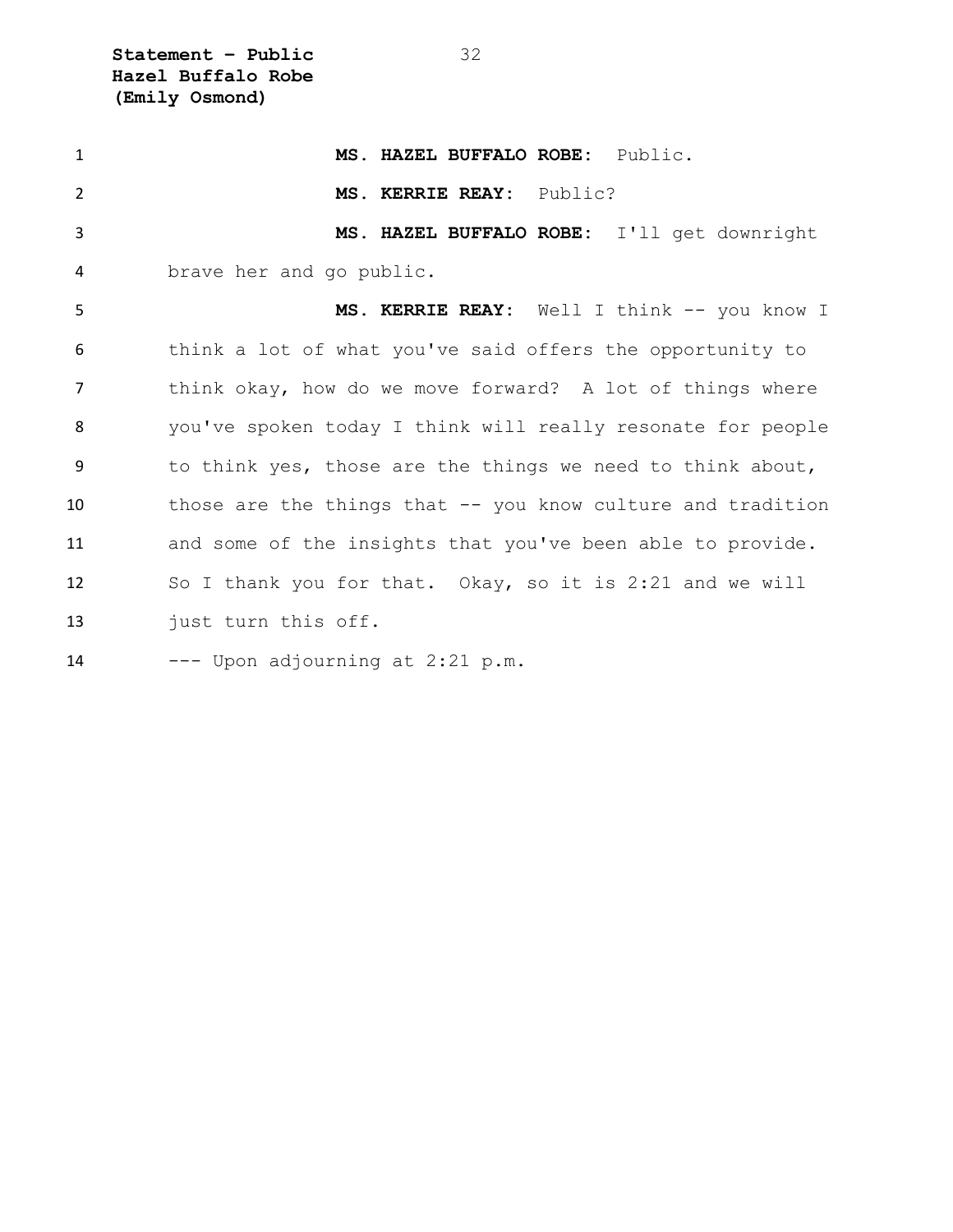**MS. HAZEL BUFFALO ROBE:** Public.

**MS. KERRIE REAY:** Public?

**MS. HAZEL BUFFALO ROBE:** I'll get downright brave her and go public.

**MS. KERRIE REAY:** Well I think -- you know I think a lot of what you've said offers the opportunity to think okay, how do we move forward? A lot of things where you've spoken today I think will really resonate for people to think yes, those are the things we need to think about, those are the things that -- you know culture and tradition and some of the insights that you've been able to provide. So I thank you for that. Okay, so it is 2:21 and we will just turn this off.

--- Upon adjourning at 2:21 p.m.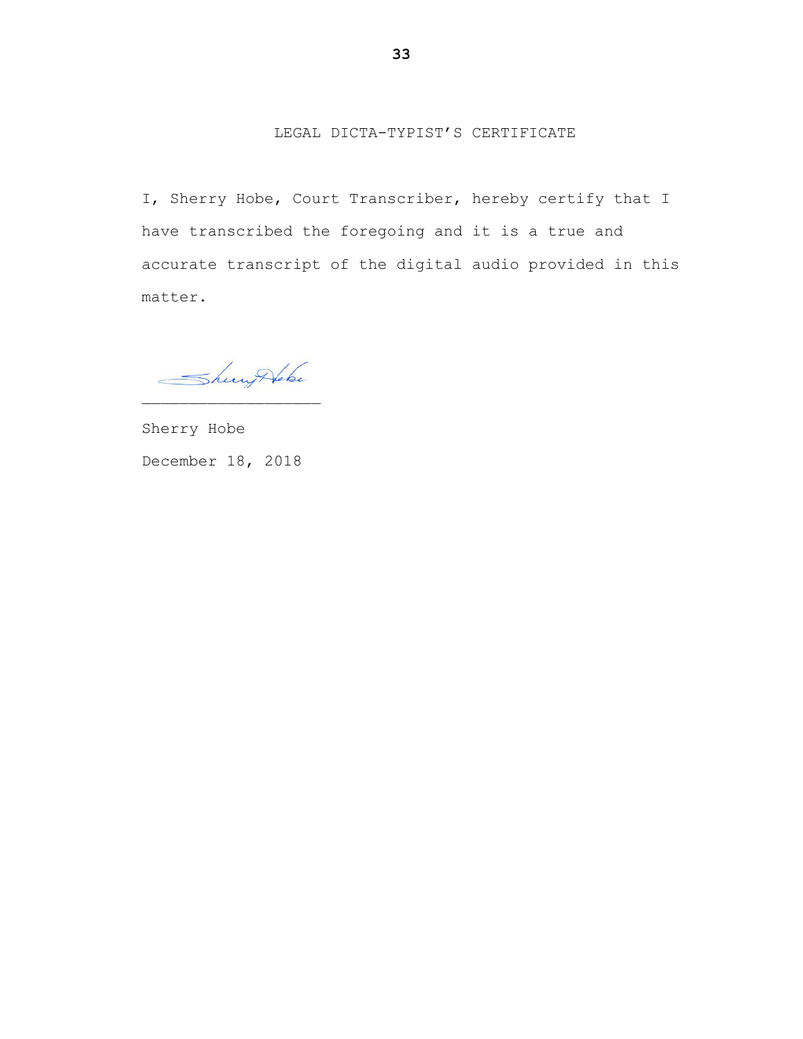LEGAL DICTA-TYPIST'S CERTIFICATE

I, Sherry Hobe, Court Transcriber, hereby certify that I have transcribed the foregoing and it is a true and accurate transcript of the digital audio provided in this matter.

\_\_\_\_\_\_\_\_\_\_\_\_\_\_\_\_\_\_\_\_

Sherry Hobe

December 18, 2018